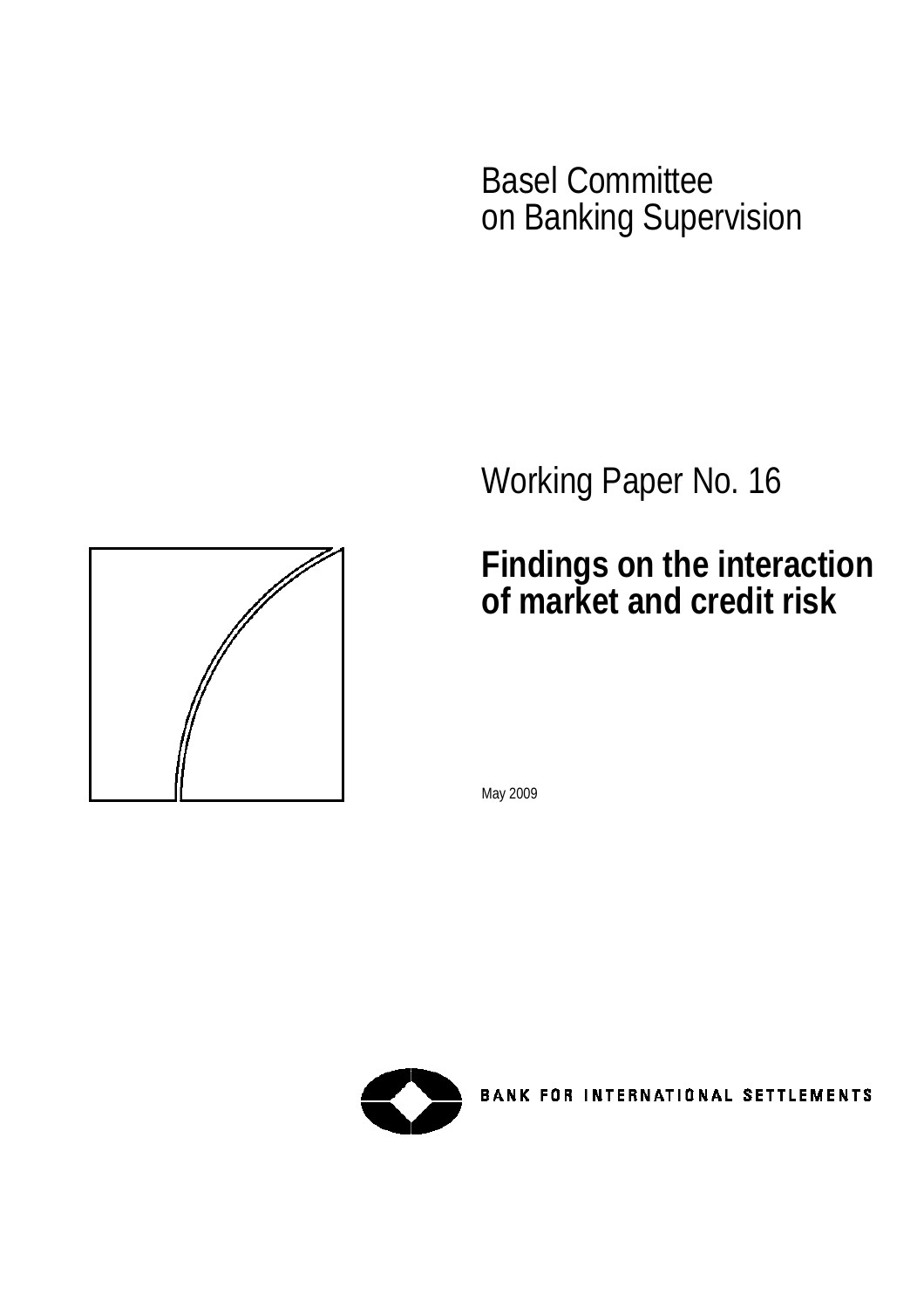Basel Committee
on Banking Supervision

Working Paper No. 16

# Findings on the interaction of market and credit risk

May 2009

BANK FOR INTERNATIONAL SETTLEMENTS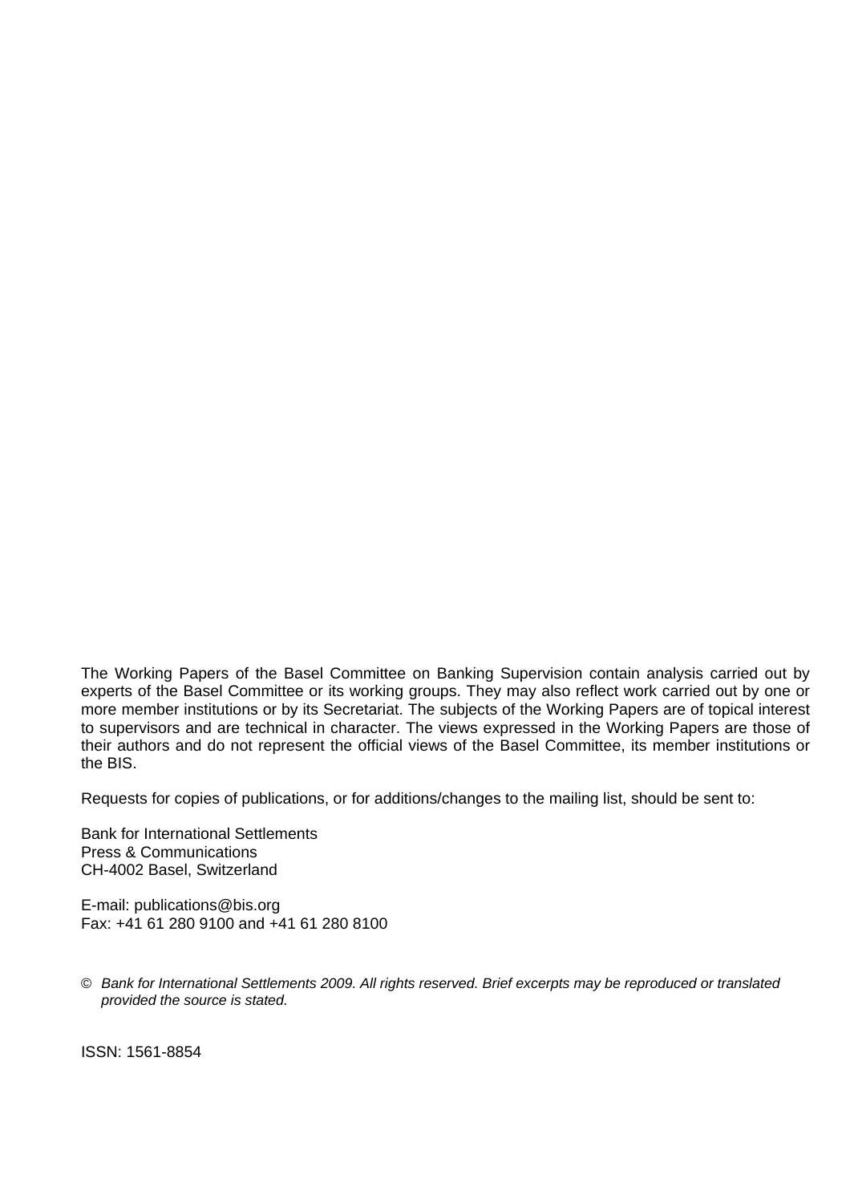The Working Papers of the Basel Committee on Banking Supervision contain analysis carried out by experts of the Basel Committee or its working groups. They may also reflect work carried out by one or more member institutions or by its Secretariat. The subjects of the Working Papers are of topical interest to supervisors and are technical in character. The views expressed in the Working Papers are those of their authors and do not represent the official views of the Basel Committee, its member institutions or the BIS.

Requests for copies of publications, or for additions/changes to the mailing list, should be sent to:

Bank for International Settlements  
Press & Communications  
CH-4002 Basel, Switzerland

E-mail: publications@bis.org  
Fax: +41 61 280 9100 and +41 61 280 8100

© *Bank for International Settlements 2009. All rights reserved. Brief excerpts may be reproduced or translated provided the source is stated.*

ISSN: 1561-8854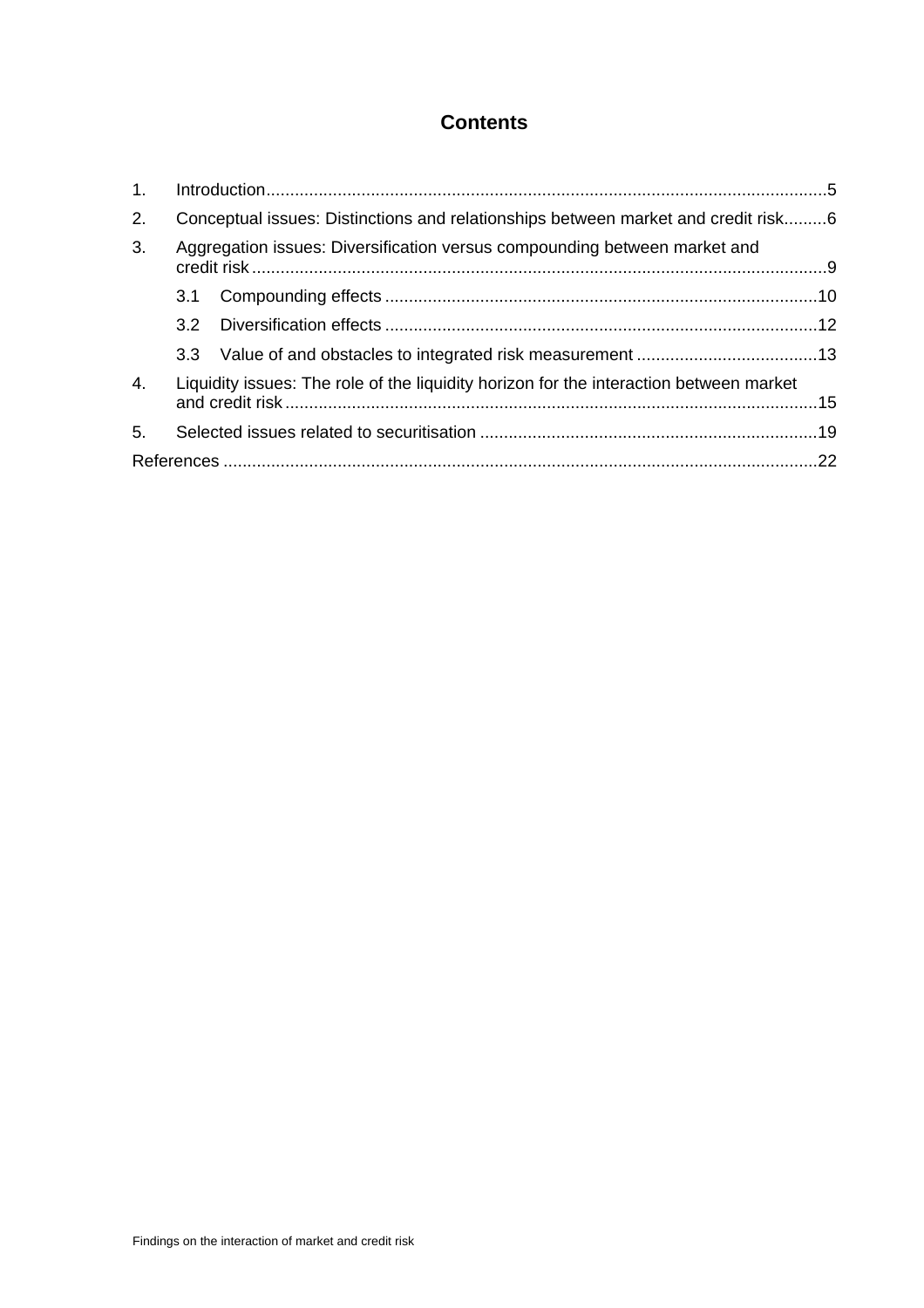# Contents

1. Introduction.....5
2. Conceptual issues: Distinctions and relationships between market and credit risk.....6
3. Aggregation issues: Diversification versus compounding between market and credit risk.....9
   - 3.1 Compounding effects.....10
   - 3.2 Diversification effects.....12
   - 3.3 Value of and obstacles to integrated risk measurement.....13
4. Liquidity issues: The role of the liquidity horizon for the interaction between market and credit risk.....15
5. Selected issues related to securitisation.....19

References.....22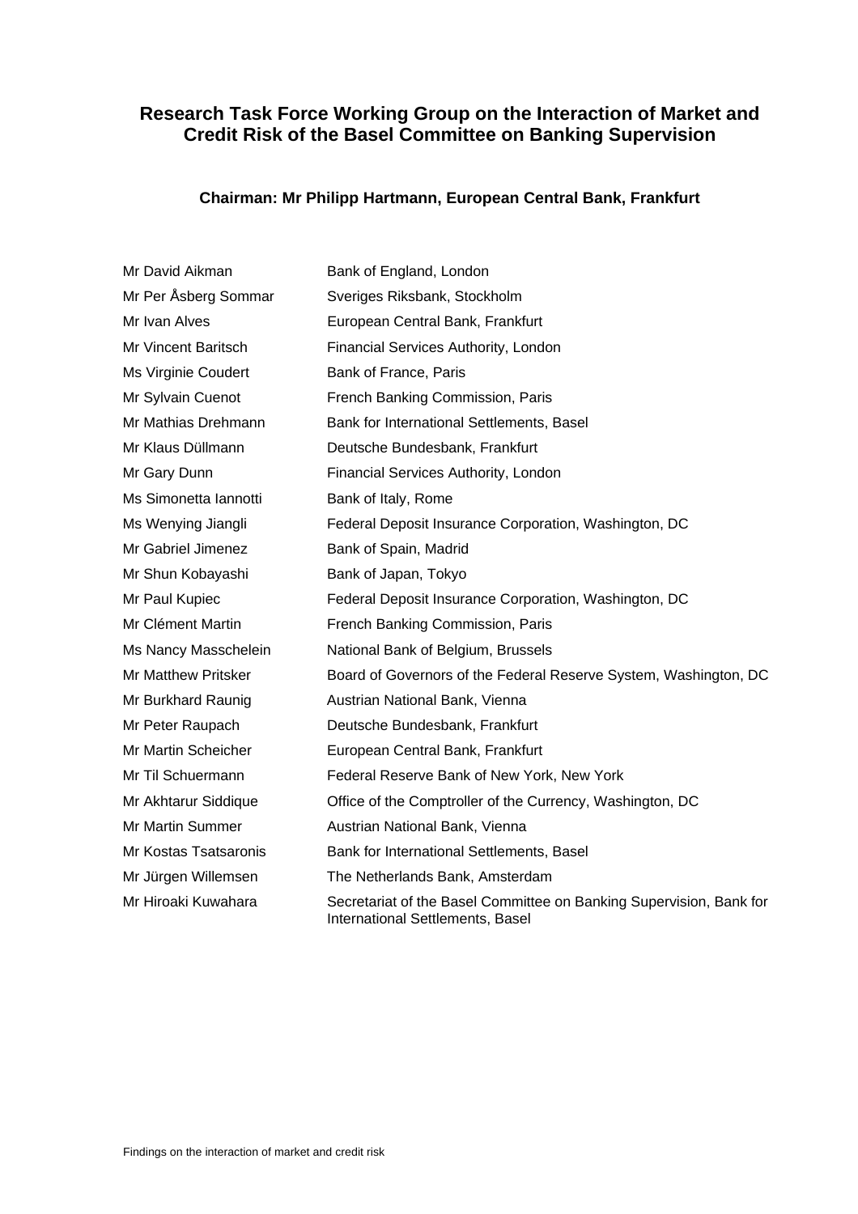## Research Task Force Working Group on the Interaction of Market and Credit Risk of the Basel Committee on Banking Supervision

**Chairman: Mr Philipp Hartmann, European Central Bank, Frankfurt**

| | |
|---|---|
| Mr David Aikman | Bank of England, London |
| Mr Per Åsberg Sommar | Sveriges Riksbank, Stockholm |
| Mr Ivan Alves | European Central Bank, Frankfurt |
| Mr Vincent Baritsch | Financial Services Authority, London |
| Ms Virginie Coudert | Bank of France, Paris |
| Mr Sylvain Cuenot | French Banking Commission, Paris |
| Mr Mathias Drehmann | Bank for International Settlements, Basel |
| Mr Klaus Düllmann | Deutsche Bundesbank, Frankfurt |
| Mr Gary Dunn | Financial Services Authority, London |
| Ms Simonetta Iannotti | Bank of Italy, Rome |
| Ms Wenying Jiangli | Federal Deposit Insurance Corporation, Washington, DC |
| Mr Gabriel Jimenez | Bank of Spain, Madrid |
| Mr Shun Kobayashi | Bank of Japan, Tokyo |
| Mr Paul Kupiec | Federal Deposit Insurance Corporation, Washington, DC |
| Mr Clément Martin | French Banking Commission, Paris |
| Ms Nancy Masschelein | National Bank of Belgium, Brussels |
| Mr Matthew Pritsker | Board of Governors of the Federal Reserve System, Washington, DC |
| Mr Burkhard Raunig | Austrian National Bank, Vienna |
| Mr Peter Raupach | Deutsche Bundesbank, Frankfurt |
| Mr Martin Scheicher | European Central Bank, Frankfurt |
| Mr Til Schuermann | Federal Reserve Bank of New York, New York |
| Mr Akhtarur Siddique | Office of the Comptroller of the Currency, Washington, DC |
| Mr Martin Summer | Austrian National Bank, Vienna |
| Mr Kostas Tsatsaronis | Bank for International Settlements, Basel |
| Mr Jürgen Willemsen | The Netherlands Bank, Amsterdam |
| Mr Hiroaki Kuwahara | Secretariat of the Basel Committee on Banking Supervision, Bank for International Settlements, Basel |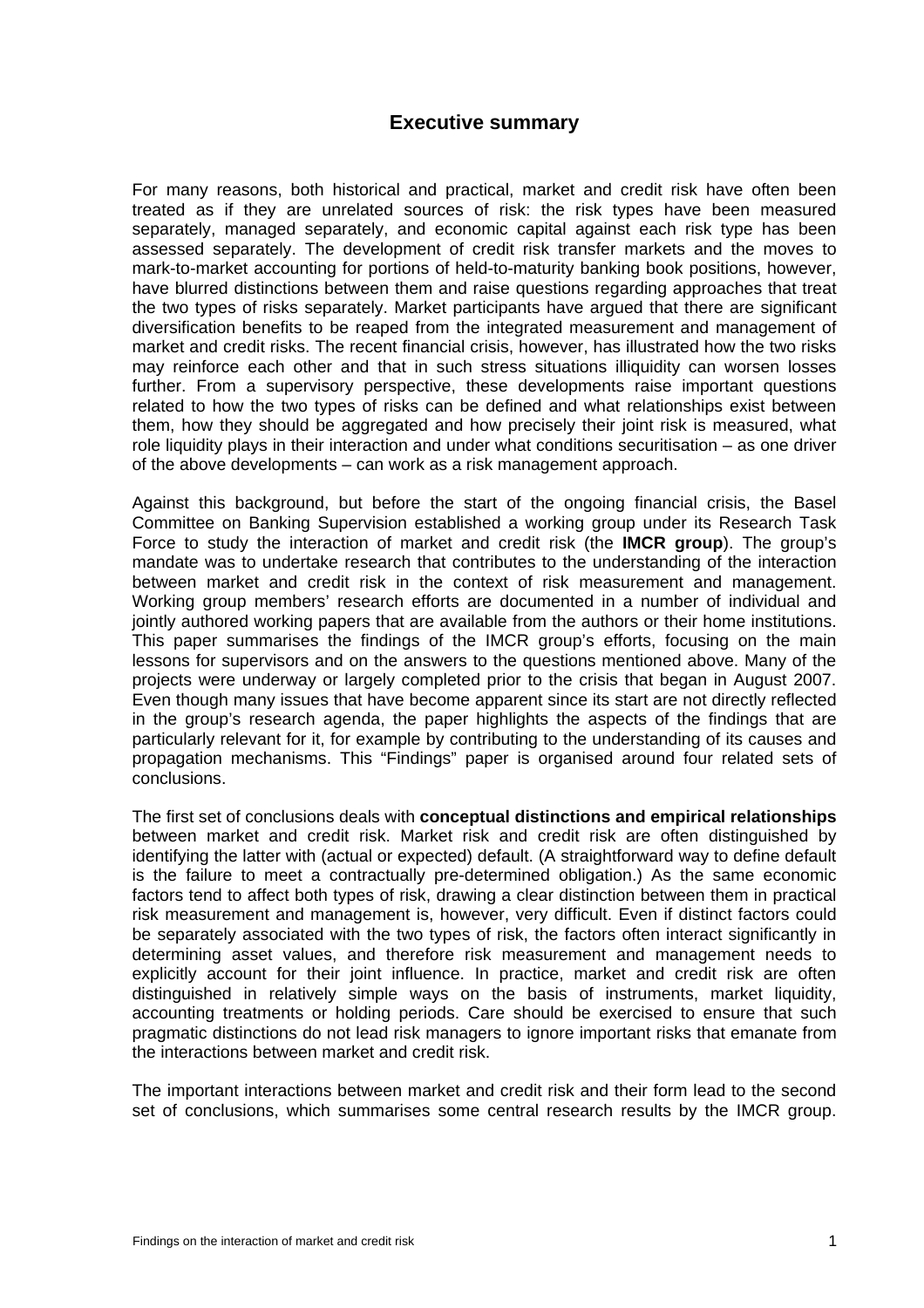## Executive summary

For many reasons, both historical and practical, market and credit risk have often been treated as if they are unrelated sources of risk: the risk types have been measured separately, managed separately, and economic capital against each risk type has been assessed separately. The development of credit risk transfer markets and the moves to mark-to-market accounting for portions of held-to-maturity banking book positions, however, have blurred distinctions between them and raise questions regarding approaches that treat the two types of risks separately. Market participants have argued that there are significant diversification benefits to be reaped from the integrated measurement and management of market and credit risks. The recent financial crisis, however, has illustrated how the two risks may reinforce each other and that in such stress situations illiquidity can worsen losses further. From a supervisory perspective, these developments raise important questions related to how the two types of risks can be defined and what relationships exist between them, how they should be aggregated and how precisely their joint risk is measured, what role liquidity plays in their interaction and under what conditions securitisation – as one driver of the above developments – can work as a risk management approach.

Against this background, but before the start of the ongoing financial crisis, the Basel Committee on Banking Supervision established a working group under its Research Task Force to study the interaction of market and credit risk (the **IMCR group**). The group's mandate was to undertake research that contributes to the understanding of the interaction between market and credit risk in the context of risk measurement and management. Working group members' research efforts are documented in a number of individual and jointly authored working papers that are available from the authors or their home institutions. This paper summarises the findings of the IMCR group's efforts, focusing on the main lessons for supervisors and on the answers to the questions mentioned above. Many of the projects were underway or largely completed prior to the crisis that began in August 2007. Even though many issues that have become apparent since its start are not directly reflected in the group's research agenda, the paper highlights the aspects of the findings that are particularly relevant for it, for example by contributing to the understanding of its causes and propagation mechanisms. This "Findings" paper is organised around four related sets of conclusions.

The first set of conclusions deals with **conceptual distinctions and empirical relationships** between market and credit risk. Market risk and credit risk are often distinguished by identifying the latter with (actual or expected) default. (A straightforward way to define default is the failure to meet a contractually pre-determined obligation.) As the same economic factors tend to affect both types of risk, drawing a clear distinction between them in practical risk measurement and management is, however, very difficult. Even if distinct factors could be separately associated with the two types of risk, the factors often interact significantly in determining asset values, and therefore risk measurement and management needs to explicitly account for their joint influence. In practice, market and credit risk are often distinguished in relatively simple ways on the basis of instruments, market liquidity, accounting treatments or holding periods. Care should be exercised to ensure that such pragmatic distinctions do not lead risk managers to ignore important risks that emanate from the interactions between market and credit risk.

The important interactions between market and credit risk and their form lead to the second set of conclusions, which summarises some central research results by the IMCR group.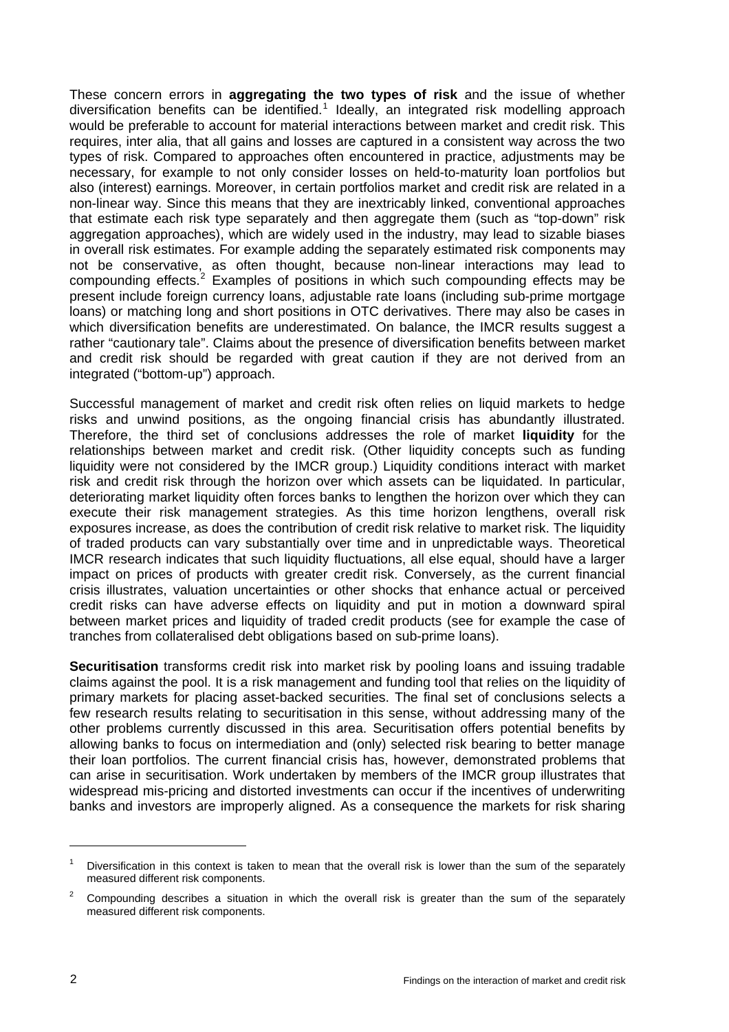These concern errors in **aggregating the two types of risk** and the issue of whether diversification benefits can be identified.[1] Ideally, an integrated risk modelling approach would be preferable to account for material interactions between market and credit risk. This requires, inter alia, that all gains and losses are captured in a consistent way across the two types of risk. Compared to approaches often encountered in practice, adjustments may be necessary, for example to not only consider losses on held-to-maturity loan portfolios but also (interest) earnings. Moreover, in certain portfolios market and credit risk are related in a non-linear way. Since this means that they are inextricably linked, conventional approaches that estimate each risk type separately and then aggregate them (such as "top-down" risk aggregation approaches), which are widely used in the industry, may lead to sizable biases in overall risk estimates. For example adding the separately estimated risk components may not be conservative, as often thought, because non-linear interactions may lead to compounding effects.[2] Examples of positions in which such compounding effects may be present include foreign currency loans, adjustable rate loans (including sub-prime mortgage loans) or matching long and short positions in OTC derivatives. There may also be cases in which diversification benefits are underestimated. On balance, the IMCR results suggest a rather "cautionary tale". Claims about the presence of diversification benefits between market and credit risk should be regarded with great caution if they are not derived from an integrated ("bottom-up") approach.

Successful management of market and credit risk often relies on liquid markets to hedge risks and unwind positions, as the ongoing financial crisis has abundantly illustrated. Therefore, the third set of conclusions addresses the role of market **liquidity** for the relationships between market and credit risk. (Other liquidity concepts such as funding liquidity were not considered by the IMCR group.) Liquidity conditions interact with market risk and credit risk through the horizon over which assets can be liquidated. In particular, deteriorating market liquidity often forces banks to lengthen the horizon over which they can execute their risk management strategies. As this time horizon lengthens, overall risk exposures increase, as does the contribution of credit risk relative to market risk. The liquidity of traded products can vary substantially over time and in unpredictable ways. Theoretical IMCR research indicates that such liquidity fluctuations, all else equal, should have a larger impact on prices of products with greater credit risk. Conversely, as the current financial crisis illustrates, valuation uncertainties or other shocks that enhance actual or perceived credit risks can have adverse effects on liquidity and put in motion a downward spiral between market prices and liquidity of traded credit products (see for example the case of tranches from collateralised debt obligations based on sub-prime loans).

**Securitisation** transforms credit risk into market risk by pooling loans and issuing tradable claims against the pool. It is a risk management and funding tool that relies on the liquidity of primary markets for placing asset-backed securities. The final set of conclusions selects a few research results relating to securitisation in this sense, without addressing many of the other problems currently discussed in this area. Securitisation offers potential benefits by allowing banks to focus on intermediation and (only) selected risk bearing to better manage their loan portfolios. The current financial crisis has, however, demonstrated problems that can arise in securitisation. Work undertaken by members of the IMCR group illustrates that widespread mis-pricing and distorted investments can occur if the incentives of underwriting banks and investors are improperly aligned. As a consequence the markets for risk sharing

---

[1] Diversification in this context is taken to mean that the overall risk is lower than the sum of the separately measured different risk components.

[2] Compounding describes a situation in which the overall risk is greater than the sum of the separately measured different risk components.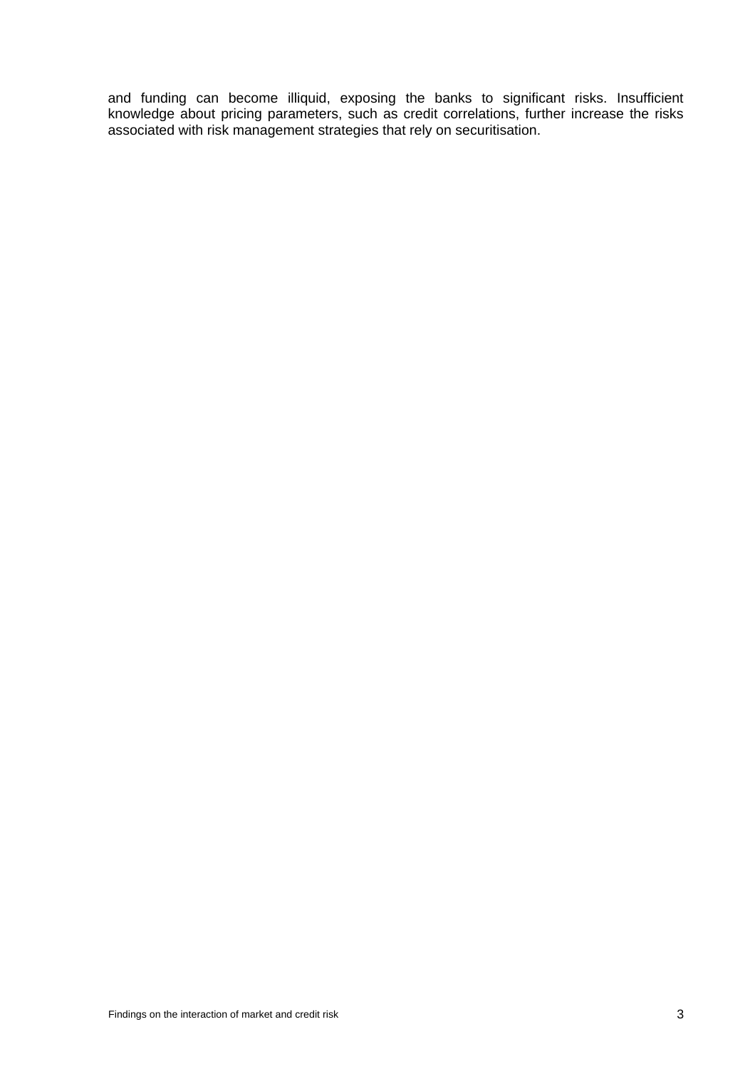and funding can become illiquid, exposing the banks to significant risks. Insufficient knowledge about pricing parameters, such as credit correlations, further increase the risks associated with risk management strategies that rely on securitisation.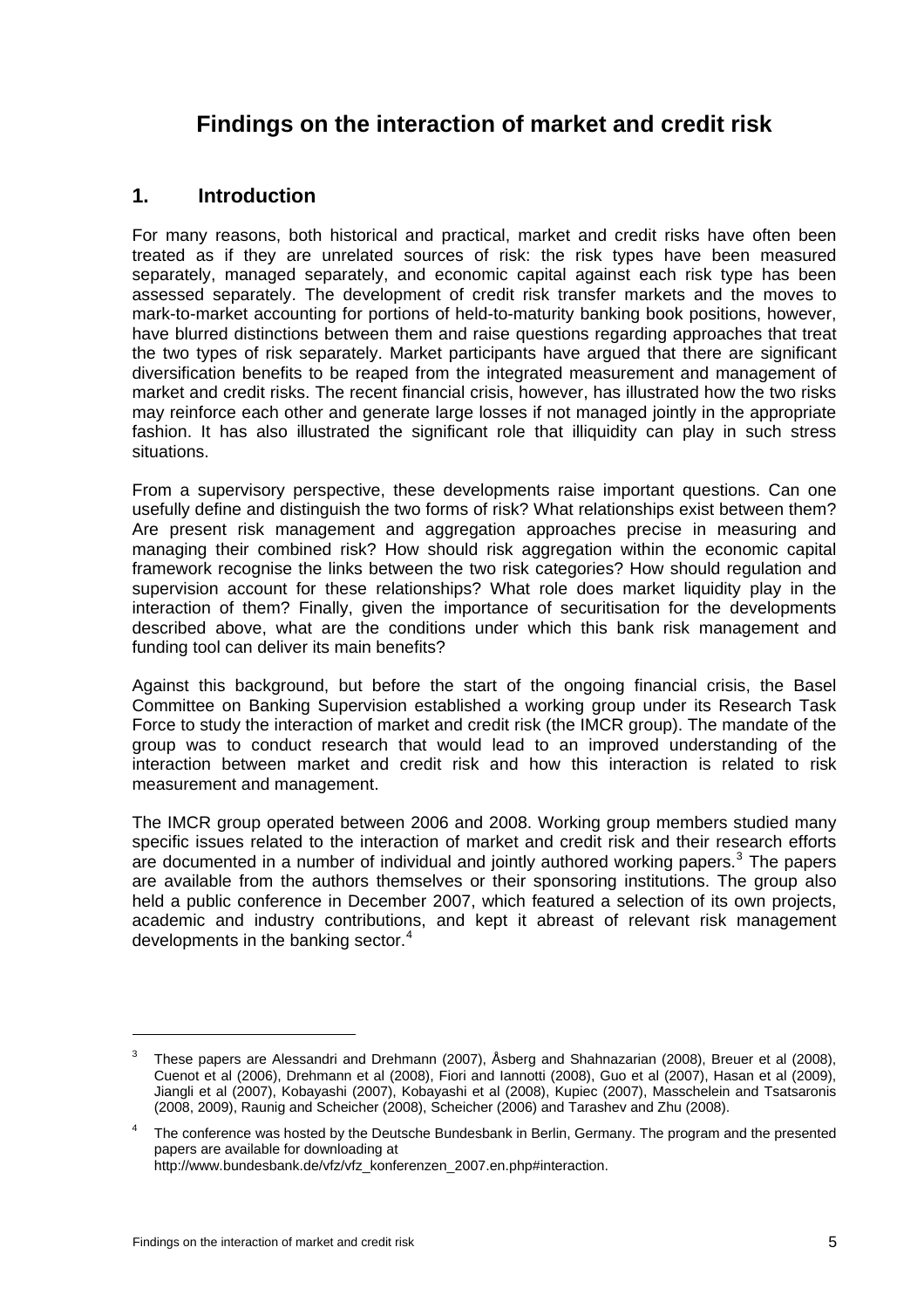# Findings on the interaction of market and credit risk

## 1. Introduction

For many reasons, both historical and practical, market and credit risks have often been treated as if they are unrelated sources of risk: the risk types have been measured separately, managed separately, and economic capital against each risk type has been assessed separately. The development of credit risk transfer markets and the moves to mark-to-market accounting for portions of held-to-maturity banking book positions, however, have blurred distinctions between them and raise questions regarding approaches that treat the two types of risk separately. Market participants have argued that there are significant diversification benefits to be reaped from the integrated measurement and management of market and credit risks. The recent financial crisis, however, has illustrated how the two risks may reinforce each other and generate large losses if not managed jointly in the appropriate fashion. It has also illustrated the significant role that illiquidity can play in such stress situations.

From a supervisory perspective, these developments raise important questions. Can one usefully define and distinguish the two forms of risk? What relationships exist between them? Are present risk management and aggregation approaches precise in measuring and managing their combined risk? How should risk aggregation within the economic capital framework recognise the links between the two risk categories? How should regulation and supervision account for these relationships? What role does market liquidity play in the interaction of them? Finally, given the importance of securitisation for the developments described above, what are the conditions under which this bank risk management and funding tool can deliver its main benefits?

Against this background, but before the start of the ongoing financial crisis, the Basel Committee on Banking Supervision established a working group under its Research Task Force to study the interaction of market and credit risk (the IMCR group). The mandate of the group was to conduct research that would lead to an improved understanding of the interaction between market and credit risk and how this interaction is related to risk measurement and management.

The IMCR group operated between 2006 and 2008. Working group members studied many specific issues related to the interaction of market and credit risk and their research efforts are documented in a number of individual and jointly authored working papers.[3] The papers are available from the authors themselves or their sponsoring institutions. The group also held a public conference in December 2007, which featured a selection of its own projects, academic and industry contributions, and kept it abreast of relevant risk management developments in the banking sector.[4]

---

[3] These papers are Alessandri and Drehmann (2007), Åsberg and Shahnazarian (2008), Breuer et al (2008), Cuenot et al (2006), Drehmann et al (2008), Fiori and Iannotti (2008), Guo et al (2007), Hasan et al (2009), Jiangli et al (2007), Kobayashi (2007), Kobayashi et al (2008), Kupiec (2007), Masschelein and Tsatsaronis (2008, 2009), Raunig and Scheicher (2008), Scheicher (2006) and Tarashev and Zhu (2008).

[4] The conference was hosted by the Deutsche Bundesbank in Berlin, Germany. The program and the presented papers are available for downloading at http://www.bundesbank.de/vfz/vfz_konferenzen_2007.en.php#interaction.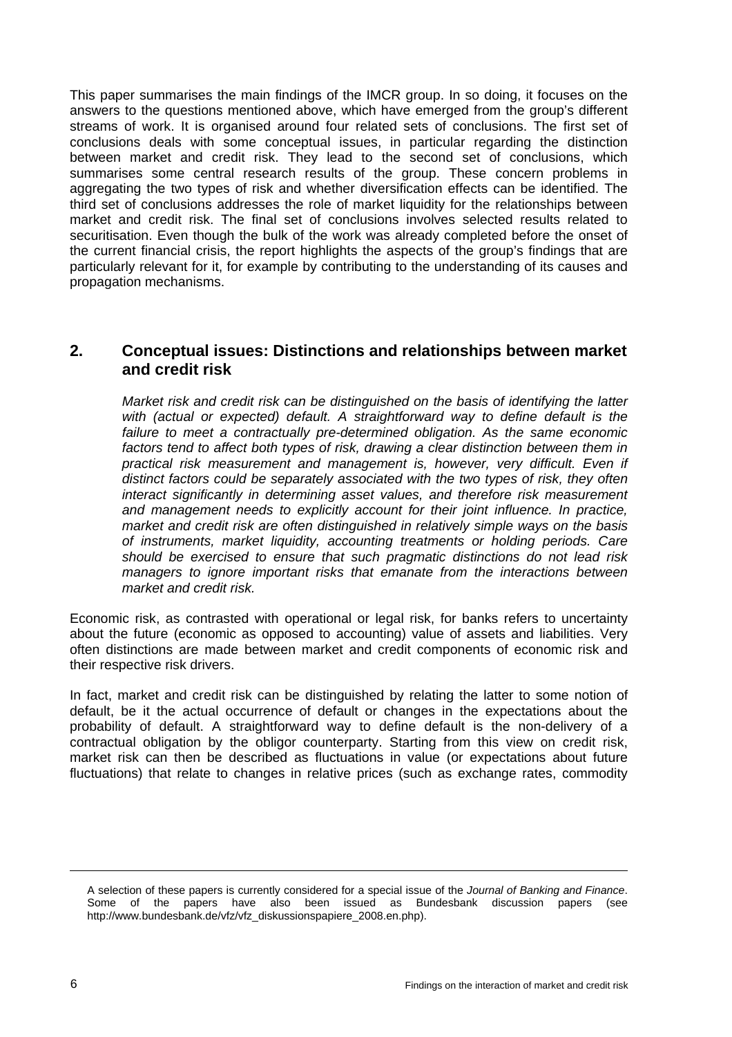This paper summarises the main findings of the IMCR group. In so doing, it focuses on the answers to the questions mentioned above, which have emerged from the group's different streams of work. It is organised around four related sets of conclusions. The first set of conclusions deals with some conceptual issues, in particular regarding the distinction between market and credit risk. They lead to the second set of conclusions, which summarises some central research results of the group. These concern problems in aggregating the two types of risk and whether diversification effects can be identified. The third set of conclusions addresses the role of market liquidity for the relationships between market and credit risk. The final set of conclusions involves selected results related to securitisation. Even though the bulk of the work was already completed before the onset of the current financial crisis, the report highlights the aspects of the group's findings that are particularly relevant for it, for example by contributing to the understanding of its causes and propagation mechanisms.

## 2. Conceptual issues: Distinctions and relationships between market and credit risk

*Market risk and credit risk can be distinguished on the basis of identifying the latter with (actual or expected) default. A straightforward way to define default is the failure to meet a contractually pre-determined obligation. As the same economic factors tend to affect both types of risk, drawing a clear distinction between them in practical risk measurement and management is, however, very difficult. Even if distinct factors could be separately associated with the two types of risk, they often interact significantly in determining asset values, and therefore risk measurement and management needs to explicitly account for their joint influence. In practice, market and credit risk are often distinguished in relatively simple ways on the basis of instruments, market liquidity, accounting treatments or holding periods. Care should be exercised to ensure that such pragmatic distinctions do not lead risk managers to ignore important risks that emanate from the interactions between market and credit risk.*

Economic risk, as contrasted with operational or legal risk, for banks refers to uncertainty about the future (economic as opposed to accounting) value of assets and liabilities. Very often distinctions are made between market and credit components of economic risk and their respective risk drivers.

In fact, market and credit risk can be distinguished by relating the latter to some notion of default, be it the actual occurrence of default or changes in the expectations about the probability of default. A straightforward way to define default is the non-delivery of a contractual obligation by the obligor counterparty. Starting from this view on credit risk, market risk can then be described as fluctuations in value (or expectations about future fluctuations) that relate to changes in relative prices (such as exchange rates, commodity

A selection of these papers is currently considered for a special issue of the *Journal of Banking and Finance*. Some of the papers have also been issued as Bundesbank discussion papers (see http://www.bundesbank.de/vfz/vfz_diskussionspapiere_2008.en.php).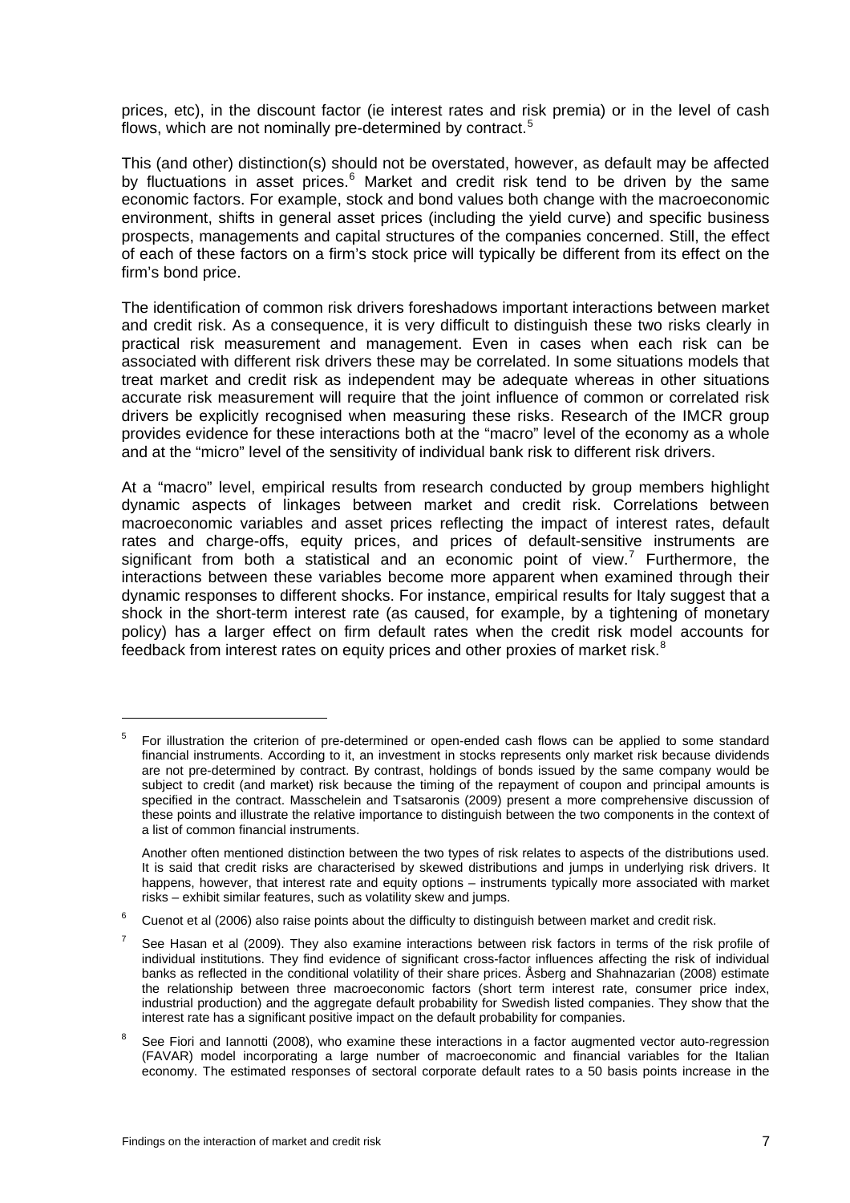prices, etc), in the discount factor (ie interest rates and risk premia) or in the level of cash flows, which are not nominally pre-determined by contract.[5]

This (and other) distinction(s) should not be overstated, however, as default may be affected by fluctuations in asset prices.[6] Market and credit risk tend to be driven by the same economic factors. For example, stock and bond values both change with the macroeconomic environment, shifts in general asset prices (including the yield curve) and specific business prospects, managements and capital structures of the companies concerned. Still, the effect of each of these factors on a firm's stock price will typically be different from its effect on the firm's bond price.

The identification of common risk drivers foreshadows important interactions between market and credit risk. As a consequence, it is very difficult to distinguish these two risks clearly in practical risk measurement and management. Even in cases when each risk can be associated with different risk drivers these may be correlated. In some situations models that treat market and credit risk as independent may be adequate whereas in other situations accurate risk measurement will require that the joint influence of common or correlated risk drivers be explicitly recognised when measuring these risks. Research of the IMCR group provides evidence for these interactions both at the "macro" level of the economy as a whole and at the "micro" level of the sensitivity of individual bank risk to different risk drivers.

At a "macro" level, empirical results from research conducted by group members highlight dynamic aspects of linkages between market and credit risk. Correlations between macroeconomic variables and asset prices reflecting the impact of interest rates, default rates and charge-offs, equity prices, and prices of default-sensitive instruments are significant from both a statistical and an economic point of view.[7] Furthermore, the interactions between these variables become more apparent when examined through their dynamic responses to different shocks. For instance, empirical results for Italy suggest that a shock in the short-term interest rate (as caused, for example, by a tightening of monetary policy) has a larger effect on firm default rates when the credit risk model accounts for feedback from interest rates on equity prices and other proxies of market risk.[8]

---

[5] For illustration the criterion of pre-determined or open-ended cash flows can be applied to some standard financial instruments. According to it, an investment in stocks represents only market risk because dividends are not pre-determined by contract. By contrast, holdings of bonds issued by the same company would be subject to credit (and market) risk because the timing of the repayment of coupon and principal amounts is specified in the contract. Masschelein and Tsatsaronis (2009) present a more comprehensive discussion of these points and illustrate the relative importance to distinguish between the two components in the context of a list of common financial instruments.

Another often mentioned distinction between the two types of risk relates to aspects of the distributions used. It is said that credit risks are characterised by skewed distributions and jumps in underlying risk drivers. It happens, however, that interest rate and equity options – instruments typically more associated with market risks – exhibit similar features, such as volatility skew and jumps.

[6] Cuenot et al (2006) also raise points about the difficulty to distinguish between market and credit risk.

[7] See Hasan et al (2009). They also examine interactions between risk factors in terms of the risk profile of individual institutions. They find evidence of significant cross-factor influences affecting the risk of individual banks as reflected in the conditional volatility of their share prices. Åsberg and Shahnazarian (2008) estimate the relationship between three macroeconomic factors (short term interest rate, consumer price index, industrial production) and the aggregate default probability for Swedish listed companies. They show that the interest rate has a significant positive impact on the default probability for companies.

[8] See Fiori and Iannotti (2008), who examine these interactions in a factor augmented vector auto-regression (FAVAR) model incorporating a large number of macroeconomic and financial variables for the Italian economy. The estimated responses of sectoral corporate default rates to a 50 basis points increase in the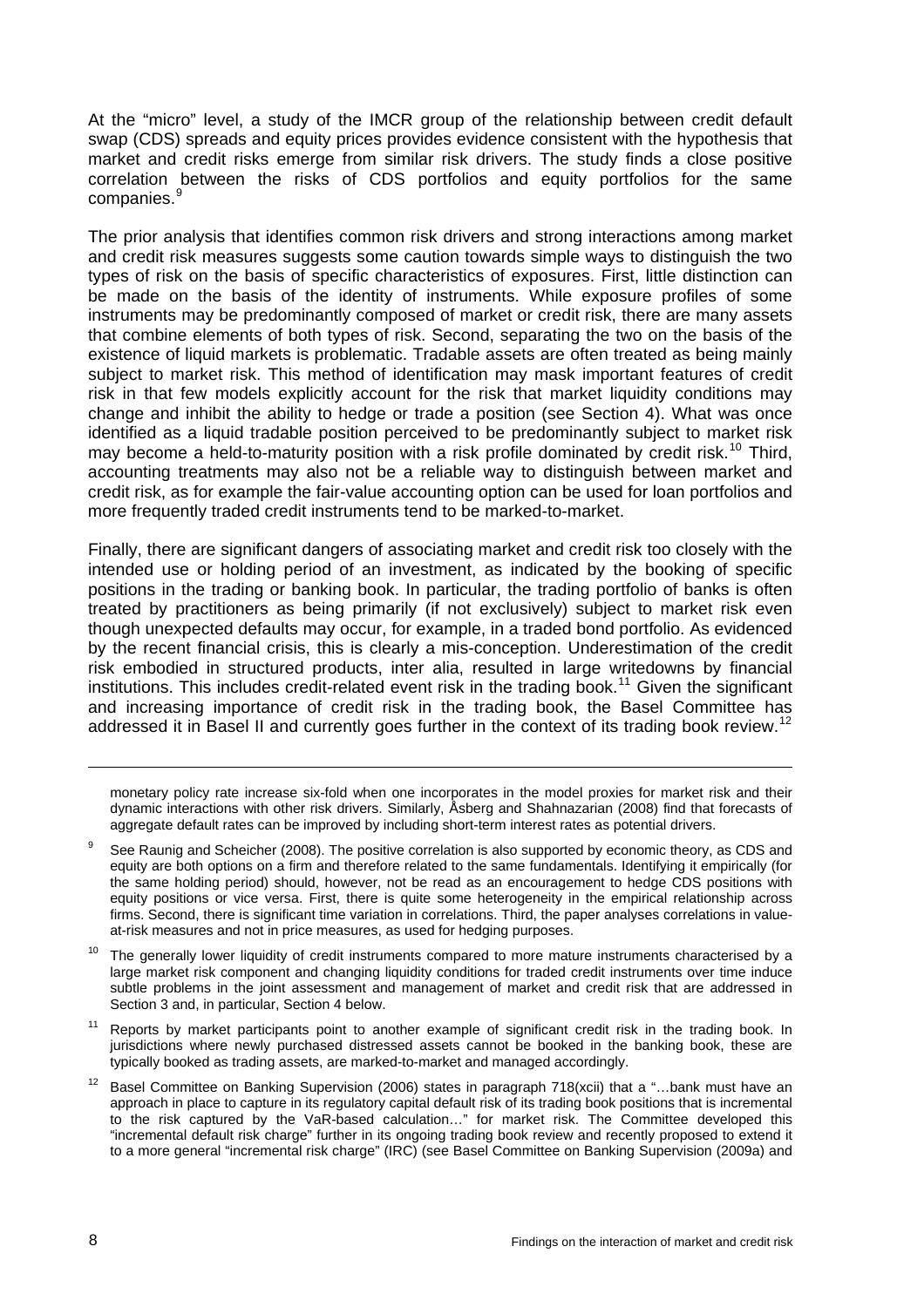At the "micro" level, a study of the IMCR group of the relationship between credit default swap (CDS) spreads and equity prices provides evidence consistent with the hypothesis that market and credit risks emerge from similar risk drivers. The study finds a close positive correlation between the risks of CDS portfolios and equity portfolios for the same companies.[9]

The prior analysis that identifies common risk drivers and strong interactions among market and credit risk measures suggests some caution towards simple ways to distinguish the two types of risk on the basis of specific characteristics of exposures. First, little distinction can be made on the basis of the identity of instruments. While exposure profiles of some instruments may be predominantly composed of market or credit risk, there are many assets that combine elements of both types of risk. Second, separating the two on the basis of the existence of liquid markets is problematic. Tradable assets are often treated as being mainly subject to market risk. This method of identification may mask important features of credit risk in that few models explicitly account for the risk that market liquidity conditions may change and inhibit the ability to hedge or trade a position (see Section 4). What was once identified as a liquid tradable position perceived to be predominantly subject to market risk may become a held-to-maturity position with a risk profile dominated by credit risk.[10] Third, accounting treatments may also not be a reliable way to distinguish between market and credit risk, as for example the fair-value accounting option can be used for loan portfolios and more frequently traded credit instruments tend to be marked-to-market.

Finally, there are significant dangers of associating market and credit risk too closely with the intended use or holding period of an investment, as indicated by the booking of specific positions in the trading or banking book. In particular, the trading portfolio of banks is often treated by practitioners as being primarily (if not exclusively) subject to market risk even though unexpected defaults may occur, for example, in a traded bond portfolio. As evidenced by the recent financial crisis, this is clearly a mis-conception. Underestimation of the credit risk embodied in structured products, inter alia, resulted in large writedowns by financial institutions. This includes credit-related event risk in the trading book.[11] Given the significant and increasing importance of credit risk in the trading book, the Basel Committee has addressed it in Basel II and currently goes further in the context of its trading book review.[12]

---

monetary policy rate increase six-fold when one incorporates in the model proxies for market risk and their dynamic interactions with other risk drivers. Similarly, Åsberg and Shahnazarian (2008) find that forecasts of aggregate default rates can be improved by including short-term interest rates as potential drivers.

[9] See Raunig and Scheicher (2008). The positive correlation is also supported by economic theory, as CDS and equity are both options on a firm and therefore related to the same fundamentals. Identifying it empirically (for the same holding period) should, however, not be read as an encouragement to hedge CDS positions with equity positions or vice versa. First, there is quite some heterogeneity in the empirical relationship across firms. Second, there is significant time variation in correlations. Third, the paper analyses correlations in value-at-risk measures and not in price measures, as used for hedging purposes.

[10] The generally lower liquidity of credit instruments compared to more mature instruments characterised by a large market risk component and changing liquidity conditions for traded credit instruments over time induce subtle problems in the joint assessment and management of market and credit risk that are addressed in Section 3 and, in particular, Section 4 below.

[11] Reports by market participants point to another example of significant credit risk in the trading book. In jurisdictions where newly purchased distressed assets cannot be booked in the banking book, these are typically booked as trading assets, are marked-to-market and managed accordingly.

[12] Basel Committee on Banking Supervision (2006) states in paragraph 718(xcii) that a "…bank must have an approach in place to capture in its regulatory capital default risk of its trading book positions that is incremental to the risk captured by the VaR-based calculation…" for market risk. The Committee developed this "incremental default risk charge" further in its ongoing trading book review and recently proposed to extend it to a more general "incremental risk charge" (IRC) (see Basel Committee on Banking Supervision (2009a) and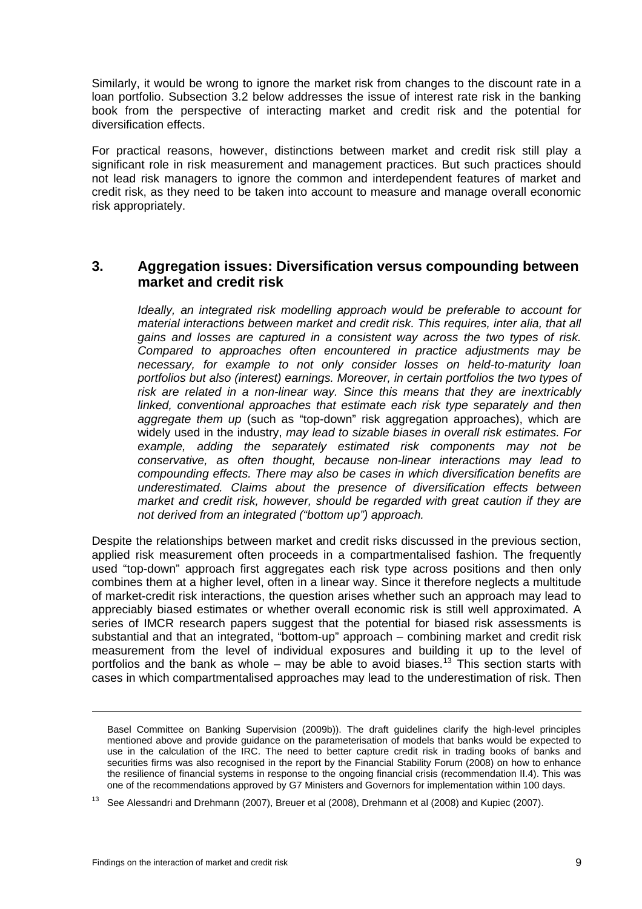Similarly, it would be wrong to ignore the market risk from changes to the discount rate in a loan portfolio. Subsection 3.2 below addresses the issue of interest rate risk in the banking book from the perspective of interacting market and credit risk and the potential for diversification effects.

For practical reasons, however, distinctions between market and credit risk still play a significant role in risk measurement and management practices. But such practices should not lead risk managers to ignore the common and interdependent features of market and credit risk, as they need to be taken into account to measure and manage overall economic risk appropriately.

## 3. Aggregation issues: Diversification versus compounding between market and credit risk

> *Ideally, an integrated risk modelling approach would be preferable to account for material interactions between market and credit risk. This requires, inter alia, that all gains and losses are captured in a consistent way across the two types of risk. Compared to approaches often encountered in practice adjustments may be necessary, for example to not only consider losses on held-to-maturity loan portfolios but also (interest) earnings. Moreover, in certain portfolios the two types of risk are related in a non-linear way. Since this means that they are inextricably linked, conventional approaches that estimate each risk type separately and then aggregate them up* (such as "top-down" risk aggregation approaches), which are widely used in the industry, *may lead to sizable biases in overall risk estimates. For example, adding the separately estimated risk components may not be conservative, as often thought, because non-linear interactions may lead to compounding effects. There may also be cases in which diversification benefits are underestimated. Claims about the presence of diversification effects between market and credit risk, however, should be regarded with great caution if they are not derived from an integrated ("bottom up") approach.*

Despite the relationships between market and credit risks discussed in the previous section, applied risk measurement often proceeds in a compartmentalised fashion. The frequently used "top-down" approach first aggregates each risk type across positions and then only combines them at a higher level, often in a linear way. Since it therefore neglects a multitude of market-credit risk interactions, the question arises whether such an approach may lead to appreciably biased estimates or whether overall economic risk is still well approximated. A series of IMCR research papers suggest that the potential for biased risk assessments is substantial and that an integrated, "bottom-up" approach – combining market and credit risk measurement from the level of individual exposures and building it up to the level of portfolios and the bank as whole – may be able to avoid biases.[13] This section starts with cases in which compartmentalised approaches may lead to the underestimation of risk. Then

---

Basel Committee on Banking Supervision (2009b)). The draft guidelines clarify the high-level principles mentioned above and provide guidance on the parameterisation of models that banks would be expected to use in the calculation of the IRC. The need to better capture credit risk in trading books of banks and securities firms was also recognised in the report by the Financial Stability Forum (2008) on how to enhance the resilience of financial systems in response to the ongoing financial crisis (recommendation II.4). This was one of the recommendations approved by G7 Ministers and Governors for implementation within 100 days.

[13] See Alessandri and Drehmann (2007), Breuer et al (2008), Drehmann et al (2008) and Kupiec (2007).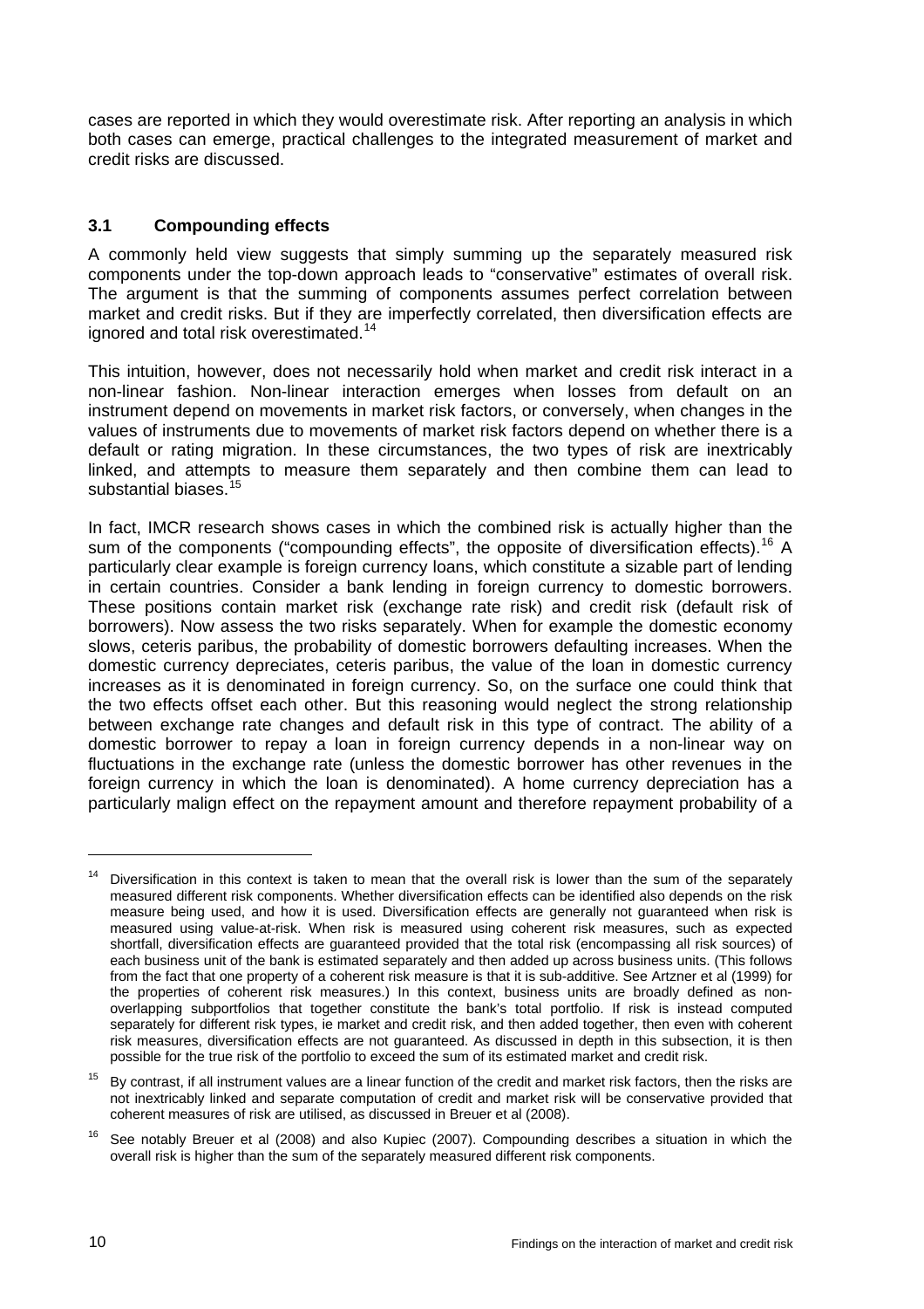cases are reported in which they would overestimate risk. After reporting an analysis in which both cases can emerge, practical challenges to the integrated measurement of market and credit risks are discussed.

### 3.1 Compounding effects

A commonly held view suggests that simply summing up the separately measured risk components under the top-down approach leads to "conservative" estimates of overall risk. The argument is that the summing of components assumes perfect correlation between market and credit risks. But if they are imperfectly correlated, then diversification effects are ignored and total risk overestimated.[14]

This intuition, however, does not necessarily hold when market and credit risk interact in a non-linear fashion. Non-linear interaction emerges when losses from default on an instrument depend on movements in market risk factors, or conversely, when changes in the values of instruments due to movements of market risk factors depend on whether there is a default or rating migration. In these circumstances, the two types of risk are inextricably linked, and attempts to measure them separately and then combine them can lead to substantial biases.[15]

In fact, IMCR research shows cases in which the combined risk is actually higher than the sum of the components ("compounding effects", the opposite of diversification effects).[16] A particularly clear example is foreign currency loans, which constitute a sizable part of lending in certain countries. Consider a bank lending in foreign currency to domestic borrowers. These positions contain market risk (exchange rate risk) and credit risk (default risk of borrowers). Now assess the two risks separately. When for example the domestic economy slows, ceteris paribus, the probability of domestic borrowers defaulting increases. When the domestic currency depreciates, ceteris paribus, the value of the loan in domestic currency increases as it is denominated in foreign currency. So, on the surface one could think that the two effects offset each other. But this reasoning would neglect the strong relationship between exchange rate changes and default risk in this type of contract. The ability of a domestic borrower to repay a loan in foreign currency depends in a non-linear way on fluctuations in the exchange rate (unless the domestic borrower has other revenues in the foreign currency in which the loan is denominated). A home currency depreciation has a particularly malign effect on the repayment amount and therefore repayment probability of a

---

[14] Diversification in this context is taken to mean that the overall risk is lower than the sum of the separately measured different risk components. Whether diversification effects can be identified also depends on the risk measure being used, and how it is used. Diversification effects are generally not guaranteed when risk is measured using value-at-risk. When risk is measured using coherent risk measures, such as expected shortfall, diversification effects are guaranteed provided that the total risk (encompassing all risk sources) of each business unit of the bank is estimated separately and then added up across business units. (This follows from the fact that one property of a coherent risk measure is that it is sub-additive. See Artzner et al (1999) for the properties of coherent risk measures.) In this context, business units are broadly defined as non-overlapping subportfolios that together constitute the bank's total portfolio. If risk is instead computed separately for different risk types, ie market and credit risk, and then added together, then even with coherent risk measures, diversification effects are not guaranteed. As discussed in depth in this subsection, it is then possible for the true risk of the portfolio to exceed the sum of its estimated market and credit risk.

[15] By contrast, if all instrument values are a linear function of the credit and market risk factors, then the risks are not inextricably linked and separate computation of credit and market risk will be conservative provided that coherent measures of risk are utilised, as discussed in Breuer et al (2008).

[16] See notably Breuer et al (2008) and also Kupiec (2007). Compounding describes a situation in which the overall risk is higher than the sum of the separately measured different risk components.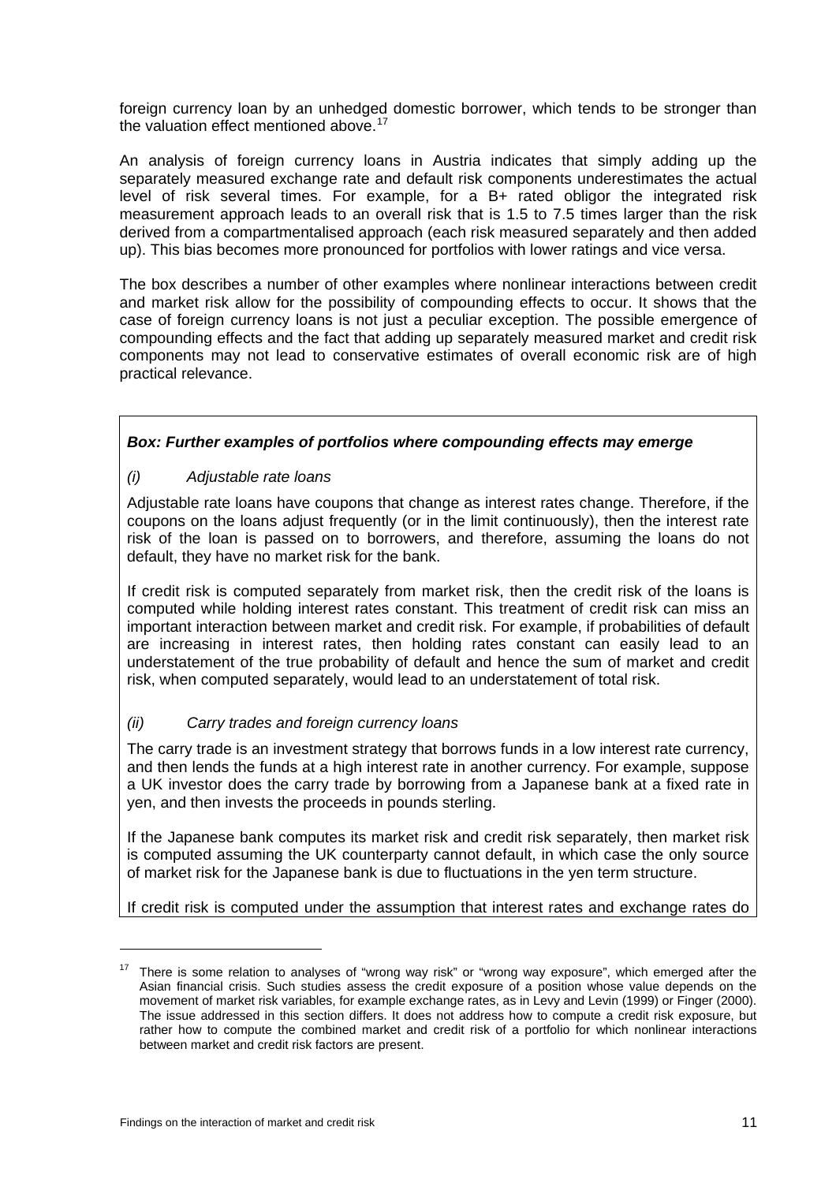foreign currency loan by an unhedged domestic borrower, which tends to be stronger than the valuation effect mentioned above.[17]

An analysis of foreign currency loans in Austria indicates that simply adding up the separately measured exchange rate and default risk components underestimates the actual level of risk several times. For example, for a B+ rated obligor the integrated risk measurement approach leads to an overall risk that is 1.5 to 7.5 times larger than the risk derived from a compartmentalised approach (each risk measured separately and then added up). This bias becomes more pronounced for portfolios with lower ratings and vice versa.

The box describes a number of other examples where nonlinear interactions between credit and market risk allow for the possibility of compounding effects to occur. It shows that the case of foreign currency loans is not just a peculiar exception. The possible emergence of compounding effects and the fact that adding up separately measured market and credit risk components may not lead to conservative estimates of overall economic risk are of high practical relevance.

***Box: Further examples of portfolios where compounding effects may emerge***

*(i) Adjustable rate loans*

Adjustable rate loans have coupons that change as interest rates change. Therefore, if the coupons on the loans adjust frequently (or in the limit continuously), then the interest rate risk of the loan is passed on to borrowers, and therefore, assuming the loans do not default, they have no market risk for the bank.

If credit risk is computed separately from market risk, then the credit risk of the loans is computed while holding interest rates constant. This treatment of credit risk can miss an important interaction between market and credit risk. For example, if probabilities of default are increasing in interest rates, then holding rates constant can easily lead to an understatement of the true probability of default and hence the sum of market and credit risk, when computed separately, would lead to an understatement of total risk.

*(ii) Carry trades and foreign currency loans*

The carry trade is an investment strategy that borrows funds in a low interest rate currency, and then lends the funds at a high interest rate in another currency. For example, suppose a UK investor does the carry trade by borrowing from a Japanese bank at a fixed rate in yen, and then invests the proceeds in pounds sterling.

If the Japanese bank computes its market risk and credit risk separately, then market risk is computed assuming the UK counterparty cannot default, in which case the only source of market risk for the Japanese bank is due to fluctuations in the yen term structure.

If credit risk is computed under the assumption that interest rates and exchange rates do

[17] There is some relation to analyses of "wrong way risk" or "wrong way exposure", which emerged after the Asian financial crisis. Such studies assess the credit exposure of a position whose value depends on the movement of market risk variables, for example exchange rates, as in Levy and Levin (1999) or Finger (2000). The issue addressed in this section differs. It does not address how to compute a credit risk exposure, but rather how to compute the combined market and credit risk of a portfolio for which nonlinear interactions between market and credit risk factors are present.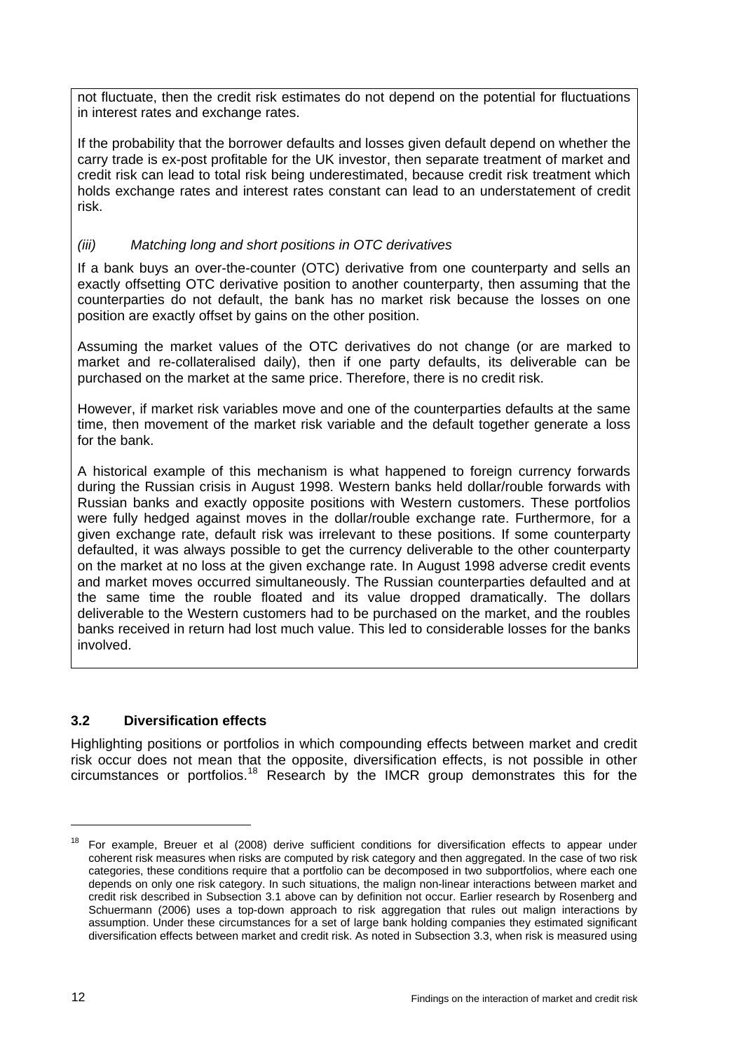not fluctuate, then the credit risk estimates do not depend on the potential for fluctuations in interest rates and exchange rates.

If the probability that the borrower defaults and losses given default depend on whether the carry trade is ex-post profitable for the UK investor, then separate treatment of market and credit risk can lead to total risk being underestimated, because credit risk treatment which holds exchange rates and interest rates constant can lead to an understatement of credit risk.

*(iii) Matching long and short positions in OTC derivatives*

If a bank buys an over-the-counter (OTC) derivative from one counterparty and sells an exactly offsetting OTC derivative position to another counterparty, then assuming that the counterparties do not default, the bank has no market risk because the losses on one position are exactly offset by gains on the other position.

Assuming the market values of the OTC derivatives do not change (or are marked to market and re-collateralised daily), then if one party defaults, its deliverable can be purchased on the market at the same price. Therefore, there is no credit risk.

However, if market risk variables move and one of the counterparties defaults at the same time, then movement of the market risk variable and the default together generate a loss for the bank.

A historical example of this mechanism is what happened to foreign currency forwards during the Russian crisis in August 1998. Western banks held dollar/rouble forwards with Russian banks and exactly opposite positions with Western customers. These portfolios were fully hedged against moves in the dollar/rouble exchange rate. Furthermore, for a given exchange rate, default risk was irrelevant to these positions. If some counterparty defaulted, it was always possible to get the currency deliverable to the other counterparty on the market at no loss at the given exchange rate. In August 1998 adverse credit events and market moves occurred simultaneously. The Russian counterparties defaulted and at the same time the rouble floated and its value dropped dramatically. The dollars deliverable to the Western customers had to be purchased on the market, and the roubles banks received in return had lost much value. This led to considerable losses for the banks involved.

### 3.2 Diversification effects

Highlighting positions or portfolios in which compounding effects between market and credit risk occur does not mean that the opposite, diversification effects, is not possible in other circumstances or portfolios.[18] Research by the IMCR group demonstrates this for the

[18] For example, Breuer et al (2008) derive sufficient conditions for diversification effects to appear under coherent risk measures when risks are computed by risk category and then aggregated. In the case of two risk categories, these conditions require that a portfolio can be decomposed in two subportfolios, where each one depends on only one risk category. In such situations, the malign non-linear interactions between market and credit risk described in Subsection 3.1 above can by definition not occur. Earlier research by Rosenberg and Schuermann (2006) uses a top-down approach to risk aggregation that rules out malign interactions by assumption. Under these circumstances for a set of large bank holding companies they estimated significant diversification effects between market and credit risk. As noted in Subsection 3.3, when risk is measured using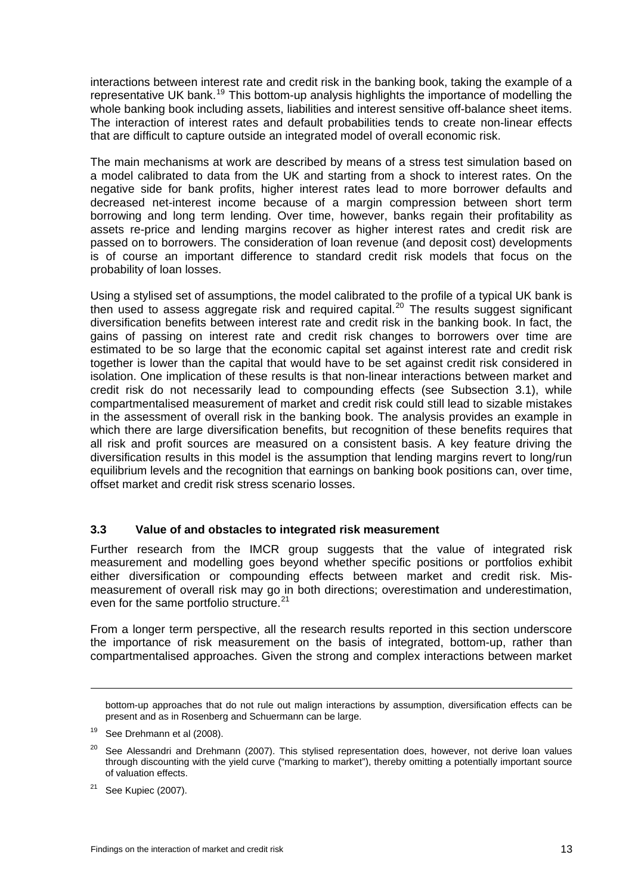interactions between interest rate and credit risk in the banking book, taking the example of a representative UK bank.[19] This bottom-up analysis highlights the importance of modelling the whole banking book including assets, liabilities and interest sensitive off-balance sheet items. The interaction of interest rates and default probabilities tends to create non-linear effects that are difficult to capture outside an integrated model of overall economic risk.

The main mechanisms at work are described by means of a stress test simulation based on a model calibrated to data from the UK and starting from a shock to interest rates. On the negative side for bank profits, higher interest rates lead to more borrower defaults and decreased net-interest income because of a margin compression between short term borrowing and long term lending. Over time, however, banks regain their profitability as assets re-price and lending margins recover as higher interest rates and credit risk are passed on to borrowers. The consideration of loan revenue (and deposit cost) developments is of course an important difference to standard credit risk models that focus on the probability of loan losses.

Using a stylised set of assumptions, the model calibrated to the profile of a typical UK bank is then used to assess aggregate risk and required capital.[20] The results suggest significant diversification benefits between interest rate and credit risk in the banking book. In fact, the gains of passing on interest rate and credit risk changes to borrowers over time are estimated to be so large that the economic capital set against interest rate and credit risk together is lower than the capital that would have to be set against credit risk considered in isolation. One implication of these results is that non-linear interactions between market and credit risk do not necessarily lead to compounding effects (see Subsection 3.1), while compartmentalised measurement of market and credit risk could still lead to sizable mistakes in the assessment of overall risk in the banking book. The analysis provides an example in which there are large diversification benefits, but recognition of these benefits requires that all risk and profit sources are measured on a consistent basis. A key feature driving the diversification results in this model is the assumption that lending margins revert to long/run equilibrium levels and the recognition that earnings on banking book positions can, over time, offset market and credit risk stress scenario losses.

### 3.3 Value of and obstacles to integrated risk measurement

Further research from the IMCR group suggests that the value of integrated risk measurement and modelling goes beyond whether specific positions or portfolios exhibit either diversification or compounding effects between market and credit risk. Mis-measurement of overall risk may go in both directions; overestimation and underestimation, even for the same portfolio structure.[21]

From a longer term perspective, all the research results reported in this section underscore the importance of risk measurement on the basis of integrated, bottom-up, rather than compartmentalised approaches. Given the strong and complex interactions between market

---

bottom-up approaches that do not rule out malign interactions by assumption, diversification effects can be present and as in Rosenberg and Schuermann can be large.

[19] See Drehmann et al (2008).

[20] See Alessandri and Drehmann (2007). This stylised representation does, however, not derive loan values through discounting with the yield curve ("marking to market"), thereby omitting a potentially important source of valuation effects.

[21] See Kupiec (2007).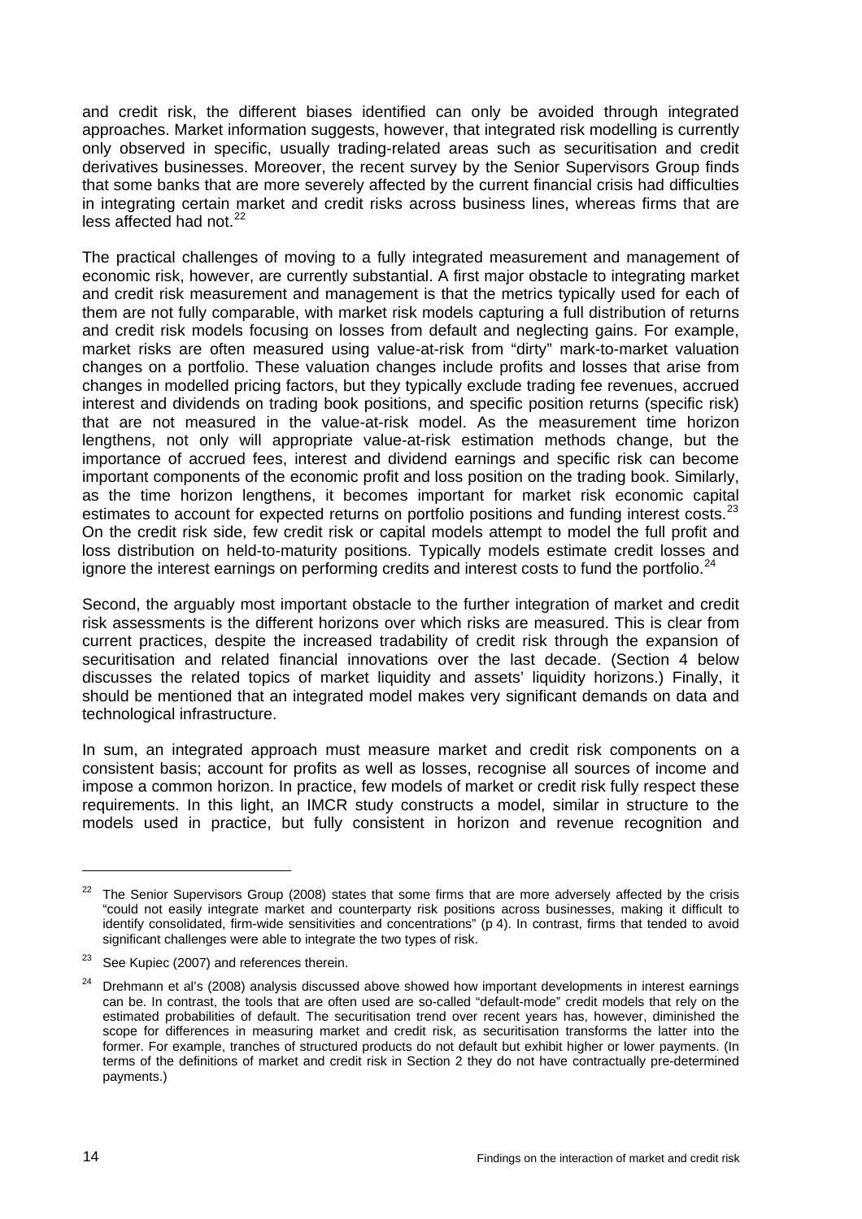and credit risk, the different biases identified can only be avoided through integrated approaches. Market information suggests, however, that integrated risk modelling is currently only observed in specific, usually trading-related areas such as securitisation and credit derivatives businesses. Moreover, the recent survey by the Senior Supervisors Group finds that some banks that are more severely affected by the current financial crisis had difficulties in integrating certain market and credit risks across business lines, whereas firms that are less affected had not.[22]

The practical challenges of moving to a fully integrated measurement and management of economic risk, however, are currently substantial. A first major obstacle to integrating market and credit risk measurement and management is that the metrics typically used for each of them are not fully comparable, with market risk models capturing a full distribution of returns and credit risk models focusing on losses from default and neglecting gains. For example, market risks are often measured using value-at-risk from "dirty" mark-to-market valuation changes on a portfolio. These valuation changes include profits and losses that arise from changes in modelled pricing factors, but they typically exclude trading fee revenues, accrued interest and dividends on trading book positions, and specific position returns (specific risk) that are not measured in the value-at-risk model. As the measurement time horizon lengthens, not only will appropriate value-at-risk estimation methods change, but the importance of accrued fees, interest and dividend earnings and specific risk can become important components of the economic profit and loss position on the trading book. Similarly, as the time horizon lengthens, it becomes important for market risk economic capital estimates to account for expected returns on portfolio positions and funding interest costs.[23] On the credit risk side, few credit risk or capital models attempt to model the full profit and loss distribution on held-to-maturity positions. Typically models estimate credit losses and ignore the interest earnings on performing credits and interest costs to fund the portfolio.[24]

Second, the arguably most important obstacle to the further integration of market and credit risk assessments is the different horizons over which risks are measured. This is clear from current practices, despite the increased tradability of credit risk through the expansion of securitisation and related financial innovations over the last decade. (Section 4 below discusses the related topics of market liquidity and assets' liquidity horizons.) Finally, it should be mentioned that an integrated model makes very significant demands on data and technological infrastructure.

In sum, an integrated approach must measure market and credit risk components on a consistent basis; account for profits as well as losses, recognise all sources of income and impose a common horizon. In practice, few models of market or credit risk fully respect these requirements. In this light, an IMCR study constructs a model, similar in structure to the models used in practice, but fully consistent in horizon and revenue recognition and

---

[22] The Senior Supervisors Group (2008) states that some firms that are more adversely affected by the crisis "could not easily integrate market and counterparty risk positions across businesses, making it difficult to identify consolidated, firm-wide sensitivities and concentrations" (p 4). In contrast, firms that tended to avoid significant challenges were able to integrate the two types of risk.

[23] See Kupiec (2007) and references therein.

[24] Drehmann et al's (2008) analysis discussed above showed how important developments in interest earnings can be. In contrast, the tools that are often used are so-called "default-mode" credit models that rely on the estimated probabilities of default. The securitisation trend over recent years has, however, diminished the scope for differences in measuring market and credit risk, as securitisation transforms the latter into the former. For example, tranches of structured products do not default but exhibit higher or lower payments. (In terms of the definitions of market and credit risk in Section 2 they do not have contractually pre-determined payments.)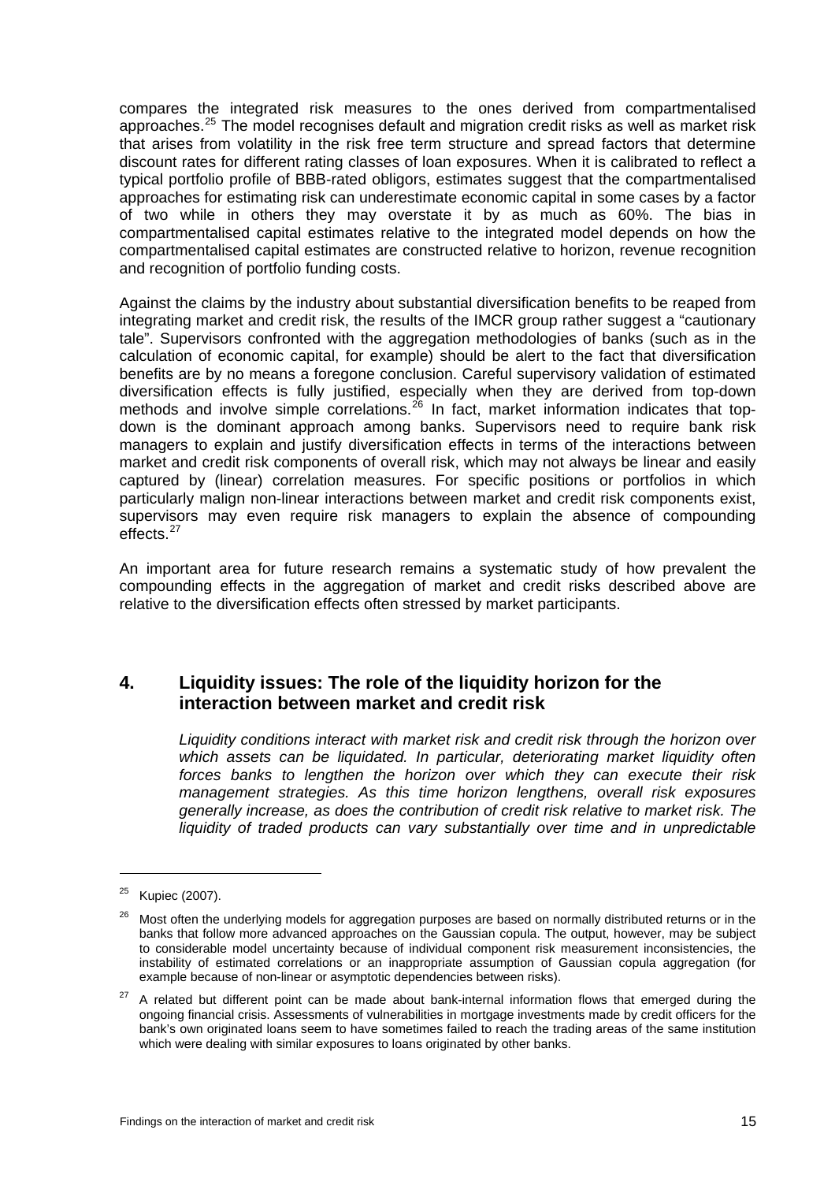compares the integrated risk measures to the ones derived from compartmentalised approaches.[25] The model recognises default and migration credit risks as well as market risk that arises from volatility in the risk free term structure and spread factors that determine discount rates for different rating classes of loan exposures. When it is calibrated to reflect a typical portfolio profile of BBB-rated obligors, estimates suggest that the compartmentalised approaches for estimating risk can underestimate economic capital in some cases by a factor of two while in others they may overstate it by as much as 60%. The bias in compartmentalised capital estimates relative to the integrated model depends on how the compartmentalised capital estimates are constructed relative to horizon, revenue recognition and recognition of portfolio funding costs.

Against the claims by the industry about substantial diversification benefits to be reaped from integrating market and credit risk, the results of the IMCR group rather suggest a "cautionary tale". Supervisors confronted with the aggregation methodologies of banks (such as in the calculation of economic capital, for example) should be alert to the fact that diversification benefits are by no means a foregone conclusion. Careful supervisory validation of estimated diversification effects is fully justified, especially when they are derived from top-down methods and involve simple correlations.[26] In fact, market information indicates that top-down is the dominant approach among banks. Supervisors need to require bank risk managers to explain and justify diversification effects in terms of the interactions between market and credit risk components of overall risk, which may not always be linear and easily captured by (linear) correlation measures. For specific positions or portfolios in which particularly malign non-linear interactions between market and credit risk components exist, supervisors may even require risk managers to explain the absence of compounding effects.[27]

An important area for future research remains a systematic study of how prevalent the compounding effects in the aggregation of market and credit risks described above are relative to the diversification effects often stressed by market participants.

## 4. Liquidity issues: The role of the liquidity horizon for the interaction between market and credit risk

*Liquidity conditions interact with market risk and credit risk through the horizon over which assets can be liquidated. In particular, deteriorating market liquidity often forces banks to lengthen the horizon over which they can execute their risk management strategies. As this time horizon lengthens, overall risk exposures generally increase, as does the contribution of credit risk relative to market risk. The liquidity of traded products can vary substantially over time and in unpredictable*

---

[25] Kupiec (2007).

[26] Most often the underlying models for aggregation purposes are based on normally distributed returns or in the banks that follow more advanced approaches on the Gaussian copula. The output, however, may be subject to considerable model uncertainty because of individual component risk measurement inconsistencies, the instability of estimated correlations or an inappropriate assumption of Gaussian copula aggregation (for example because of non-linear or asymptotic dependencies between risks).

[27] A related but different point can be made about bank-internal information flows that emerged during the ongoing financial crisis. Assessments of vulnerabilities in mortgage investments made by credit officers for the bank's own originated loans seem to have sometimes failed to reach the trading areas of the same institution which were dealing with similar exposures to loans originated by other banks.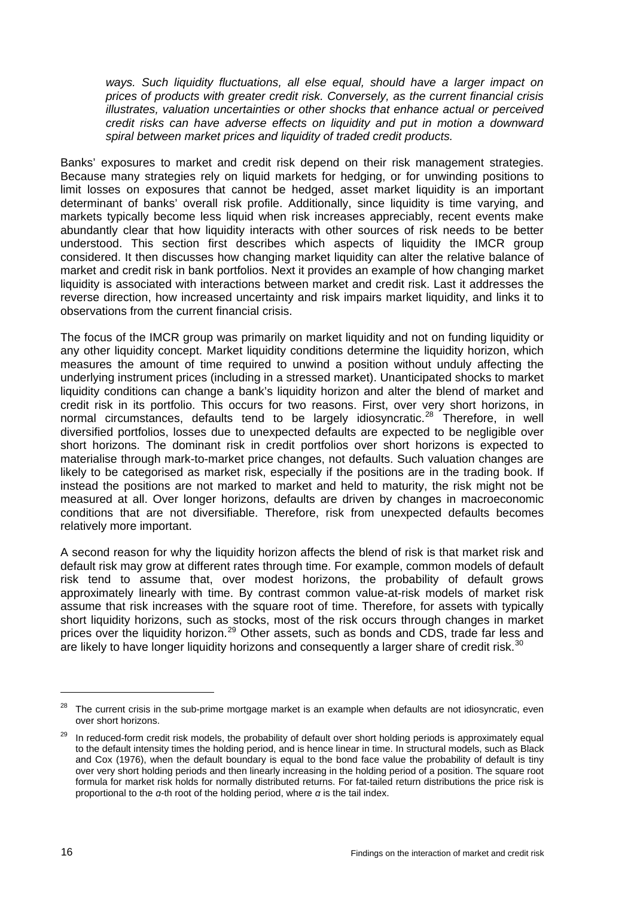*ways. Such liquidity fluctuations, all else equal, should have a larger impact on prices of products with greater credit risk. Conversely, as the current financial crisis illustrates, valuation uncertainties or other shocks that enhance actual or perceived credit risks can have adverse effects on liquidity and put in motion a downward spiral between market prices and liquidity of traded credit products.*

Banks' exposures to market and credit risk depend on their risk management strategies. Because many strategies rely on liquid markets for hedging, or for unwinding positions to limit losses on exposures that cannot be hedged, asset market liquidity is an important determinant of banks' overall risk profile. Additionally, since liquidity is time varying, and markets typically become less liquid when risk increases appreciably, recent events make abundantly clear that how liquidity interacts with other sources of risk needs to be better understood. This section first describes which aspects of liquidity the IMCR group considered. It then discusses how changing market liquidity can alter the relative balance of market and credit risk in bank portfolios. Next it provides an example of how changing market liquidity is associated with interactions between market and credit risk. Last it addresses the reverse direction, how increased uncertainty and risk impairs market liquidity, and links it to observations from the current financial crisis.

The focus of the IMCR group was primarily on market liquidity and not on funding liquidity or any other liquidity concept. Market liquidity conditions determine the liquidity horizon, which measures the amount of time required to unwind a position without unduly affecting the underlying instrument prices (including in a stressed market). Unanticipated shocks to market liquidity conditions can change a bank's liquidity horizon and alter the blend of market and credit risk in its portfolio. This occurs for two reasons. First, over very short horizons, in normal circumstances, defaults tend to be largely idiosyncratic.[28] Therefore, in well diversified portfolios, losses due to unexpected defaults are expected to be negligible over short horizons. The dominant risk in credit portfolios over short horizons is expected to materialise through mark-to-market price changes, not defaults. Such valuation changes are likely to be categorised as market risk, especially if the positions are in the trading book. If instead the positions are not marked to market and held to maturity, the risk might not be measured at all. Over longer horizons, defaults are driven by changes in macroeconomic conditions that are not diversifiable. Therefore, risk from unexpected defaults becomes relatively more important.

A second reason for why the liquidity horizon affects the blend of risk is that market risk and default risk may grow at different rates through time. For example, common models of default risk tend to assume that, over modest horizons, the probability of default grows approximately linearly with time. By contrast common value-at-risk models of market risk assume that risk increases with the square root of time. Therefore, for assets with typically short liquidity horizons, such as stocks, most of the risk occurs through changes in market prices over the liquidity horizon.[29] Other assets, such as bonds and CDS, trade far less and are likely to have longer liquidity horizons and consequently a larger share of credit risk.[30]

---

[28] The current crisis in the sub-prime mortgage market is an example when defaults are not idiosyncratic, even over short horizons.

[29] In reduced-form credit risk models, the probability of default over short holding periods is approximately equal to the default intensity times the holding period, and is hence linear in time. In structural models, such as Black and Cox (1976), when the default boundary is equal to the bond face value the probability of default is tiny over very short holding periods and then linearly increasing in the holding period of a position. The square root formula for market risk holds for normally distributed returns. For fat-tailed return distributions the price risk is proportional to the $\alpha$-th root of the holding period, where $\alpha$ is the tail index.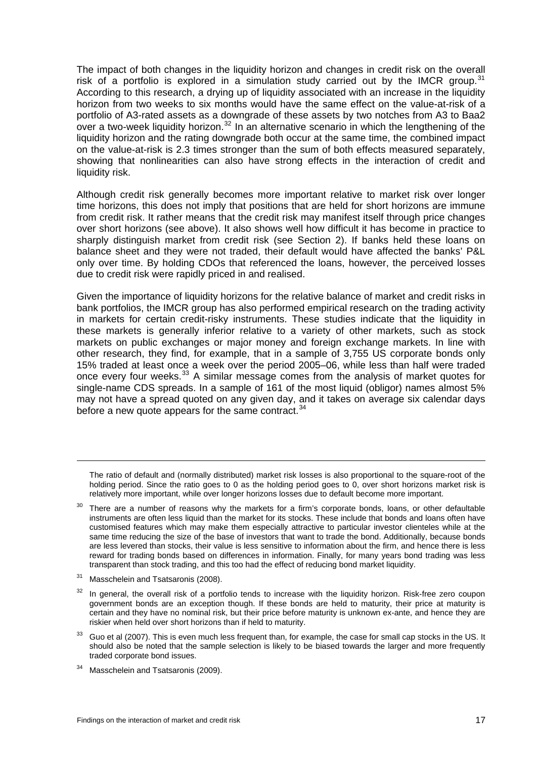The impact of both changes in the liquidity horizon and changes in credit risk on the overall risk of a portfolio is explored in a simulation study carried out by the IMCR group.[31] According to this research, a drying up of liquidity associated with an increase in the liquidity horizon from two weeks to six months would have the same effect on the value-at-risk of a portfolio of A3-rated assets as a downgrade of these assets by two notches from A3 to Baa2 over a two-week liquidity horizon.[32] In an alternative scenario in which the lengthening of the liquidity horizon and the rating downgrade both occur at the same time, the combined impact on the value-at-risk is 2.3 times stronger than the sum of both effects measured separately, showing that nonlinearities can also have strong effects in the interaction of credit and liquidity risk.

Although credit risk generally becomes more important relative to market risk over longer time horizons, this does not imply that positions that are held for short horizons are immune from credit risk. It rather means that the credit risk may manifest itself through price changes over short horizons (see above). It also shows well how difficult it has become in practice to sharply distinguish market from credit risk (see Section 2). If banks held these loans on balance sheet and they were not traded, their default would have affected the banks' P&L only over time. By holding CDOs that referenced the loans, however, the perceived losses due to credit risk were rapidly priced in and realised.

Given the importance of liquidity horizons for the relative balance of market and credit risks in bank portfolios, the IMCR group has also performed empirical research on the trading activity in markets for certain credit-risky instruments. These studies indicate that the liquidity in these markets is generally inferior relative to a variety of other markets, such as stock markets on public exchanges or major money and foreign exchange markets. In line with other research, they find, for example, that in a sample of 3,755 US corporate bonds only 15% traded at least once a week over the period 2005–06, while less than half were traded once every four weeks.[33] A similar message comes from the analysis of market quotes for single-name CDS spreads. In a sample of 161 of the most liquid (obligor) names almost 5% may not have a spread quoted on any given day, and it takes on average six calendar days before a new quote appears for the same contract.[34]

---

The ratio of default and (normally distributed) market risk losses is also proportional to the square-root of the holding period. Since the ratio goes to 0 as the holding period goes to 0, over short horizons market risk is relatively more important, while over longer horizons losses due to default become more important.

[30] There are a number of reasons why the markets for a firm's corporate bonds, loans, or other defaultable instruments are often less liquid than the market for its stocks. These include that bonds and loans often have customised features which may make them especially attractive to particular investor clienteles while at the same time reducing the size of the base of investors that want to trade the bond. Additionally, because bonds are less levered than stocks, their value is less sensitive to information about the firm, and hence there is less reward for trading bonds based on differences in information. Finally, for many years bond trading was less transparent than stock trading, and this too had the effect of reducing bond market liquidity.

[31] Masschelein and Tsatsaronis (2008).

[32] In general, the overall risk of a portfolio tends to increase with the liquidity horizon. Risk-free zero coupon government bonds are an exception though. If these bonds are held to maturity, their price at maturity is certain and they have no nominal risk, but their price before maturity is unknown ex-ante, and hence they are riskier when held over short horizons than if held to maturity.

[33] Guo et al (2007). This is even much less frequent than, for example, the case for small cap stocks in the US. It should also be noted that the sample selection is likely to be biased towards the larger and more frequently traded corporate bond issues.

[34] Masschelein and Tsatsaronis (2009).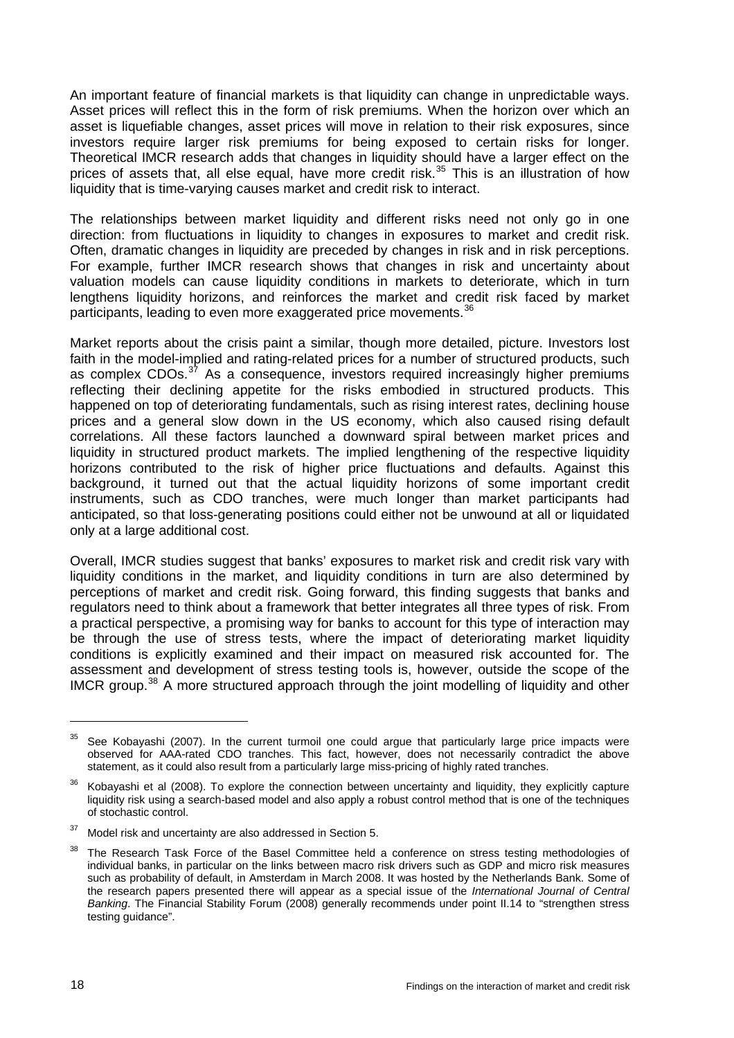An important feature of financial markets is that liquidity can change in unpredictable ways. Asset prices will reflect this in the form of risk premiums. When the horizon over which an asset is liquefiable changes, asset prices will move in relation to their risk exposures, since investors require larger risk premiums for being exposed to certain risks for longer. Theoretical IMCR research adds that changes in liquidity should have a larger effect on the prices of assets that, all else equal, have more credit risk.[35] This is an illustration of how liquidity that is time-varying causes market and credit risk to interact.

The relationships between market liquidity and different risks need not only go in one direction: from fluctuations in liquidity to changes in exposures to market and credit risk. Often, dramatic changes in liquidity are preceded by changes in risk and in risk perceptions. For example, further IMCR research shows that changes in risk and uncertainty about valuation models can cause liquidity conditions in markets to deteriorate, which in turn lengthens liquidity horizons, and reinforces the market and credit risk faced by market participants, leading to even more exaggerated price movements.[36]

Market reports about the crisis paint a similar, though more detailed, picture. Investors lost faith in the model-implied and rating-related prices for a number of structured products, such as complex CDOs.[37] As a consequence, investors required increasingly higher premiums reflecting their declining appetite for the risks embodied in structured products. This happened on top of deteriorating fundamentals, such as rising interest rates, declining house prices and a general slow down in the US economy, which also caused rising default correlations. All these factors launched a downward spiral between market prices and liquidity in structured product markets. The implied lengthening of the respective liquidity horizons contributed to the risk of higher price fluctuations and defaults. Against this background, it turned out that the actual liquidity horizons of some important credit instruments, such as CDO tranches, were much longer than market participants had anticipated, so that loss-generating positions could either not be unwound at all or liquidated only at a large additional cost.

Overall, IMCR studies suggest that banks' exposures to market risk and credit risk vary with liquidity conditions in the market, and liquidity conditions in turn are also determined by perceptions of market and credit risk. Going forward, this finding suggests that banks and regulators need to think about a framework that better integrates all three types of risk. From a practical perspective, a promising way for banks to account for this type of interaction may be through the use of stress tests, where the impact of deteriorating market liquidity conditions is explicitly examined and their impact on measured risk accounted for. The assessment and development of stress testing tools is, however, outside the scope of the IMCR group.[38] A more structured approach through the joint modelling of liquidity and other

---

[35] See Kobayashi (2007). In the current turmoil one could argue that particularly large price impacts were observed for AAA-rated CDO tranches. This fact, however, does not necessarily contradict the above statement, as it could also result from a particularly large miss-pricing of highly rated tranches.

[36] Kobayashi et al (2008). To explore the connection between uncertainty and liquidity, they explicitly capture liquidity risk using a search-based model and also apply a robust control method that is one of the techniques of stochastic control.

[37] Model risk and uncertainty are also addressed in Section 5.

[38] The Research Task Force of the Basel Committee held a conference on stress testing methodologies of individual banks, in particular on the links between macro risk drivers such as GDP and micro risk measures such as probability of default, in Amsterdam in March 2008. It was hosted by the Netherlands Bank. Some of the research papers presented there will appear as a special issue of the *International Journal of Central Banking*. The Financial Stability Forum (2008) generally recommends under point II.14 to "strengthen stress testing guidance".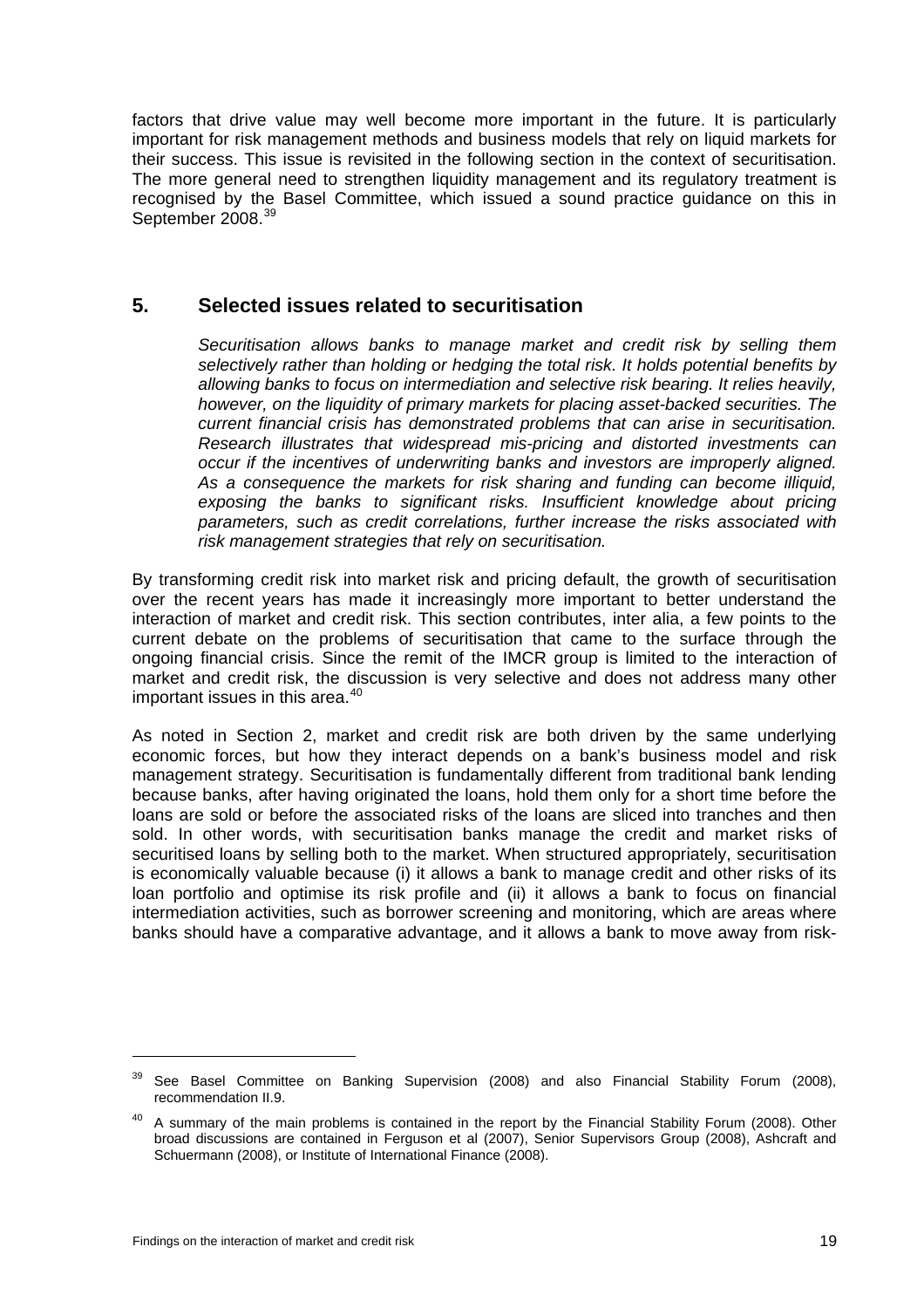factors that drive value may well become more important in the future. It is particularly important for risk management methods and business models that rely on liquid markets for their success. This issue is revisited in the following section in the context of securitisation. The more general need to strengthen liquidity management and its regulatory treatment is recognised by the Basel Committee, which issued a sound practice guidance on this in September 2008.[39]

## 5. Selected issues related to securitisation

*Securitisation allows banks to manage market and credit risk by selling them selectively rather than holding or hedging the total risk. It holds potential benefits by allowing banks to focus on intermediation and selective risk bearing. It relies heavily, however, on the liquidity of primary markets for placing asset-backed securities. The current financial crisis has demonstrated problems that can arise in securitisation. Research illustrates that widespread mis-pricing and distorted investments can occur if the incentives of underwriting banks and investors are improperly aligned. As a consequence the markets for risk sharing and funding can become illiquid, exposing the banks to significant risks. Insufficient knowledge about pricing parameters, such as credit correlations, further increase the risks associated with risk management strategies that rely on securitisation.*

By transforming credit risk into market risk and pricing default, the growth of securitisation over the recent years has made it increasingly more important to better understand the interaction of market and credit risk. This section contributes, inter alia, a few points to the current debate on the problems of securitisation that came to the surface through the ongoing financial crisis. Since the remit of the IMCR group is limited to the interaction of market and credit risk, the discussion is very selective and does not address many other important issues in this area.[40]

As noted in Section 2, market and credit risk are both driven by the same underlying economic forces, but how they interact depends on a bank's business model and risk management strategy. Securitisation is fundamentally different from traditional bank lending because banks, after having originated the loans, hold them only for a short time before the loans are sold or before the associated risks of the loans are sliced into tranches and then sold. In other words, with securitisation banks manage the credit and market risks of securitised loans by selling both to the market. When structured appropriately, securitisation is economically valuable because (i) it allows a bank to manage credit and other risks of its loan portfolio and optimise its risk profile and (ii) it allows a bank to focus on financial intermediation activities, such as borrower screening and monitoring, which are areas where banks should have a comparative advantage, and it allows a bank to move away from risk-

---

[39] See Basel Committee on Banking Supervision (2008) and also Financial Stability Forum (2008), recommendation II.9.

[40] A summary of the main problems is contained in the report by the Financial Stability Forum (2008). Other broad discussions are contained in Ferguson et al (2007), Senior Supervisors Group (2008), Ashcraft and Schuermann (2008), or Institute of International Finance (2008).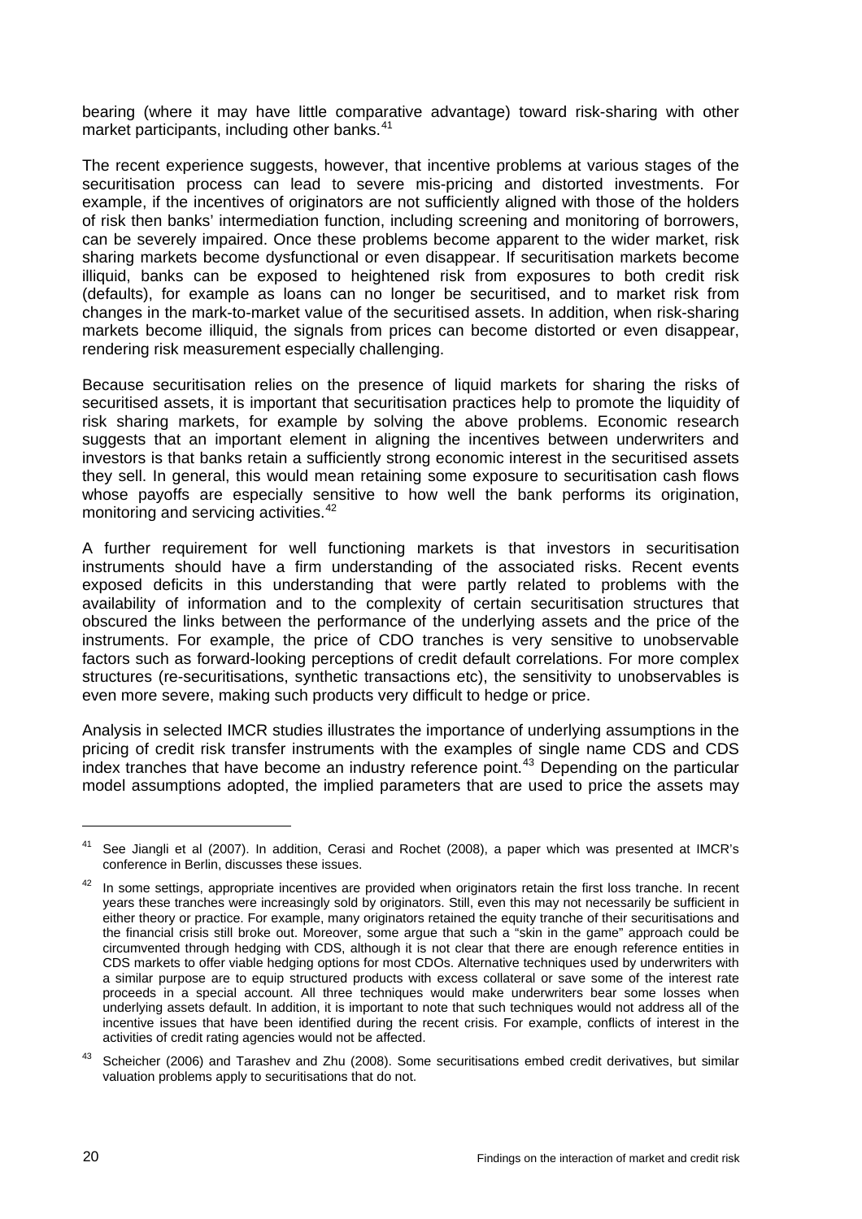bearing (where it may have little comparative advantage) toward risk-sharing with other market participants, including other banks.[41]

The recent experience suggests, however, that incentive problems at various stages of the securitisation process can lead to severe mis-pricing and distorted investments. For example, if the incentives of originators are not sufficiently aligned with those of the holders of risk then banks' intermediation function, including screening and monitoring of borrowers, can be severely impaired. Once these problems become apparent to the wider market, risk sharing markets become dysfunctional or even disappear. If securitisation markets become illiquid, banks can be exposed to heightened risk from exposures to both credit risk (defaults), for example as loans can no longer be securitised, and to market risk from changes in the mark-to-market value of the securitised assets. In addition, when risk-sharing markets become illiquid, the signals from prices can become distorted or even disappear, rendering risk measurement especially challenging.

Because securitisation relies on the presence of liquid markets for sharing the risks of securitised assets, it is important that securitisation practices help to promote the liquidity of risk sharing markets, for example by solving the above problems. Economic research suggests that an important element in aligning the incentives between underwriters and investors is that banks retain a sufficiently strong economic interest in the securitised assets they sell. In general, this would mean retaining some exposure to securitisation cash flows whose payoffs are especially sensitive to how well the bank performs its origination, monitoring and servicing activities.[42]

A further requirement for well functioning markets is that investors in securitisation instruments should have a firm understanding of the associated risks. Recent events exposed deficits in this understanding that were partly related to problems with the availability of information and to the complexity of certain securitisation structures that obscured the links between the performance of the underlying assets and the price of the instruments. For example, the price of CDO tranches is very sensitive to unobservable factors such as forward-looking perceptions of credit default correlations. For more complex structures (re-securitisations, synthetic transactions etc), the sensitivity to unobservables is even more severe, making such products very difficult to hedge or price.

Analysis in selected IMCR studies illustrates the importance of underlying assumptions in the pricing of credit risk transfer instruments with the examples of single name CDS and CDS index tranches that have become an industry reference point.[43] Depending on the particular model assumptions adopted, the implied parameters that are used to price the assets may

---

[41] See Jiangli et al (2007). In addition, Cerasi and Rochet (2008), a paper which was presented at IMCR's conference in Berlin, discusses these issues.

[42] In some settings, appropriate incentives are provided when originators retain the first loss tranche. In recent years these tranches were increasingly sold by originators. Still, even this may not necessarily be sufficient in either theory or practice. For example, many originators retained the equity tranche of their securitisations and the financial crisis still broke out. Moreover, some argue that such a "skin in the game" approach could be circumvented through hedging with CDS, although it is not clear that there are enough reference entities in CDS markets to offer viable hedging options for most CDOs. Alternative techniques used by underwriters with a similar purpose are to equip structured products with excess collateral or save some of the interest rate proceeds in a special account. All three techniques would make underwriters bear some losses when underlying assets default. In addition, it is important to note that such techniques would not address all of the incentive issues that have been identified during the recent crisis. For example, conflicts of interest in the activities of credit rating agencies would not be affected.

[43] Scheicher (2006) and Tarashev and Zhu (2008). Some securitisations embed credit derivatives, but similar valuation problems apply to securitisations that do not.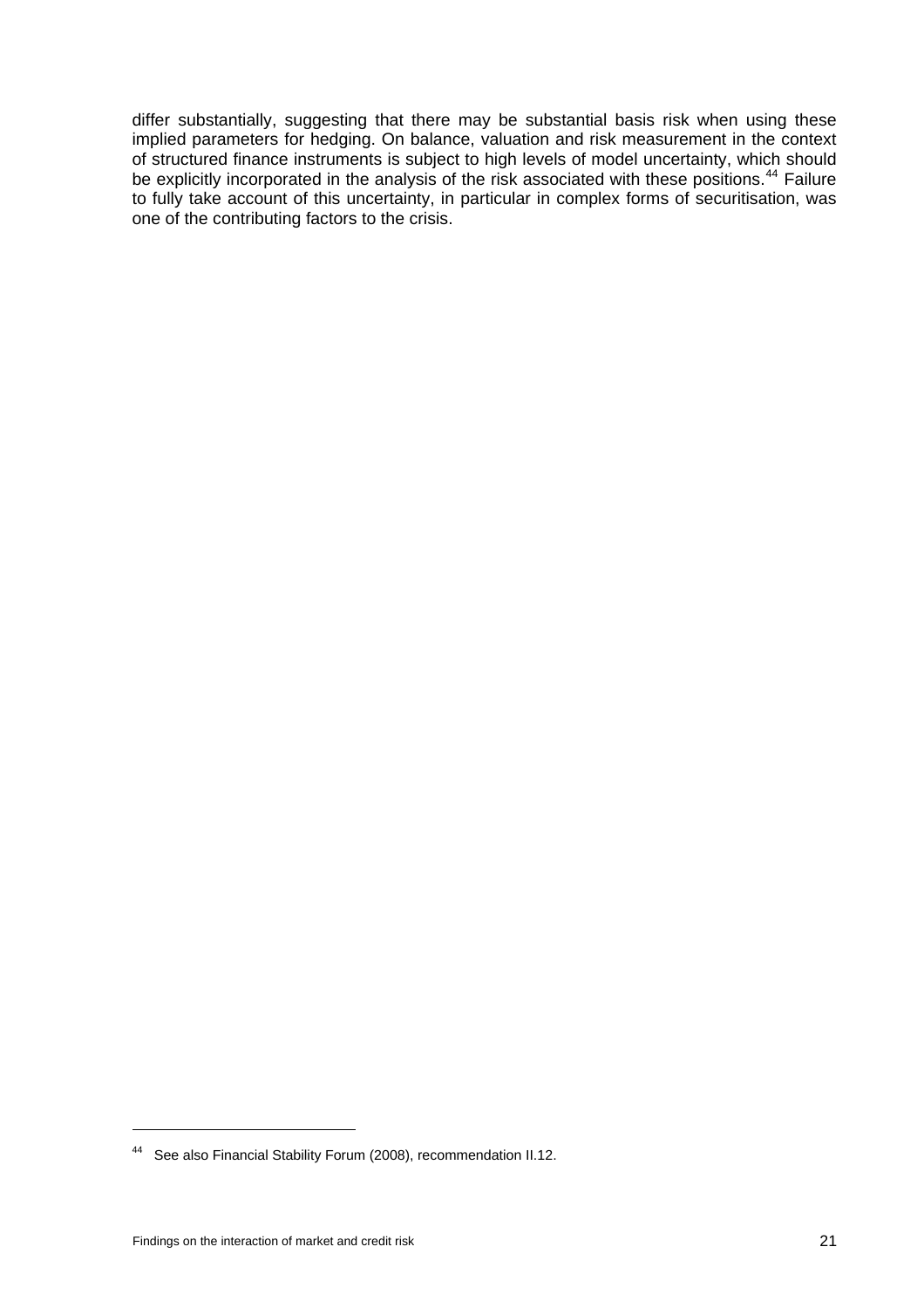differ substantially, suggesting that there may be substantial basis risk when using these implied parameters for hedging. On balance, valuation and risk measurement in the context of structured finance instruments is subject to high levels of model uncertainty, which should be explicitly incorporated in the analysis of the risk associated with these positions.[44] Failure to fully take account of this uncertainty, in particular in complex forms of securitisation, was one of the contributing factors to the crisis.

---

[44] See also Financial Stability Forum (2008), recommendation II.12.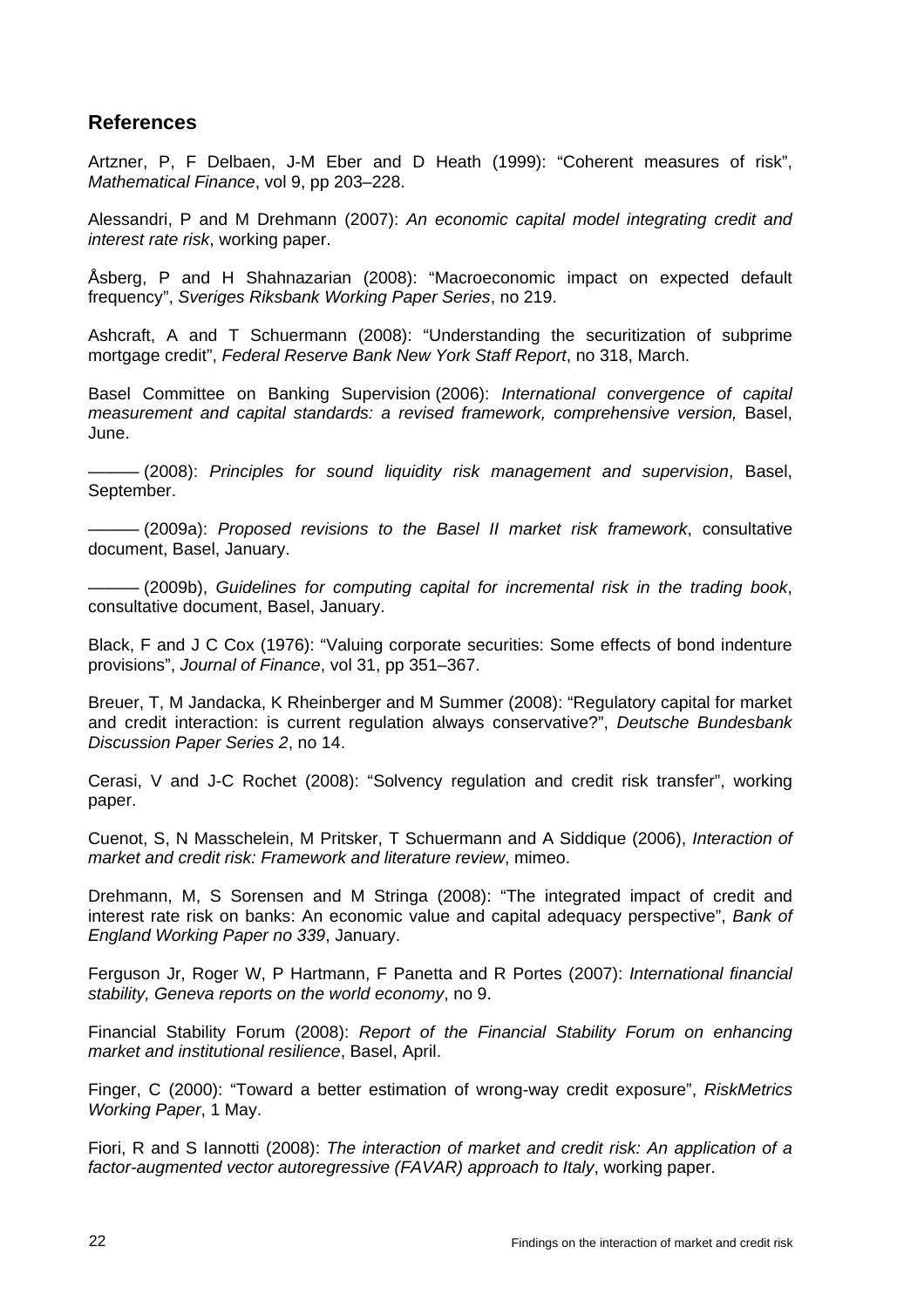## References

Artzner, P, F Delbaen, J-M Eber and D Heath (1999): "Coherent measures of risk", *Mathematical Finance*, vol 9, pp 203–228.

Alessandri, P and M Drehmann (2007): *An economic capital model integrating credit and interest rate risk*, working paper.

Åsberg, P and H Shahnazarian (2008): "Macroeconomic impact on expected default frequency", *Sveriges Riksbank Working Paper Series*, no 219.

Ashcraft, A and T Schuermann (2008): "Understanding the securitization of subprime mortgage credit", *Federal Reserve Bank New York Staff Report*, no 318, March.

Basel Committee on Banking Supervision (2006): *International convergence of capital measurement and capital standards: a revised framework, comprehensive version,* Basel, June.

——— (2008): *Principles for sound liquidity risk management and supervision*, Basel, September.

——— (2009a): *Proposed revisions to the Basel II market risk framework*, consultative document, Basel, January.

——— (2009b), *Guidelines for computing capital for incremental risk in the trading book*, consultative document, Basel, January.

Black, F and J C Cox (1976): "Valuing corporate securities: Some effects of bond indenture provisions", *Journal of Finance*, vol 31, pp 351–367.

Breuer, T, M Jandacka, K Rheinberger and M Summer (2008): "Regulatory capital for market and credit interaction: is current regulation always conservative?", *Deutsche Bundesbank Discussion Paper Series 2*, no 14.

Cerasi, V and J-C Rochet (2008): "Solvency regulation and credit risk transfer", working paper.

Cuenot, S, N Masschelein, M Pritsker, T Schuermann and A Siddique (2006), *Interaction of market and credit risk: Framework and literature review*, mimeo.

Drehmann, M, S Sorensen and M Stringa (2008): "The integrated impact of credit and interest rate risk on banks: An economic value and capital adequacy perspective", *Bank of England Working Paper no 339*, January.

Ferguson Jr, Roger W, P Hartmann, F Panetta and R Portes (2007): *International financial stability, Geneva reports on the world economy*, no 9.

Financial Stability Forum (2008): *Report of the Financial Stability Forum on enhancing market and institutional resilience*, Basel, April.

Finger, C (2000): "Toward a better estimation of wrong-way credit exposure", *RiskMetrics Working Paper*, 1 May.

Fiori, R and S Iannotti (2008): *The interaction of market and credit risk: An application of a factor-augmented vector autoregressive (FAVAR) approach to Italy*, working paper.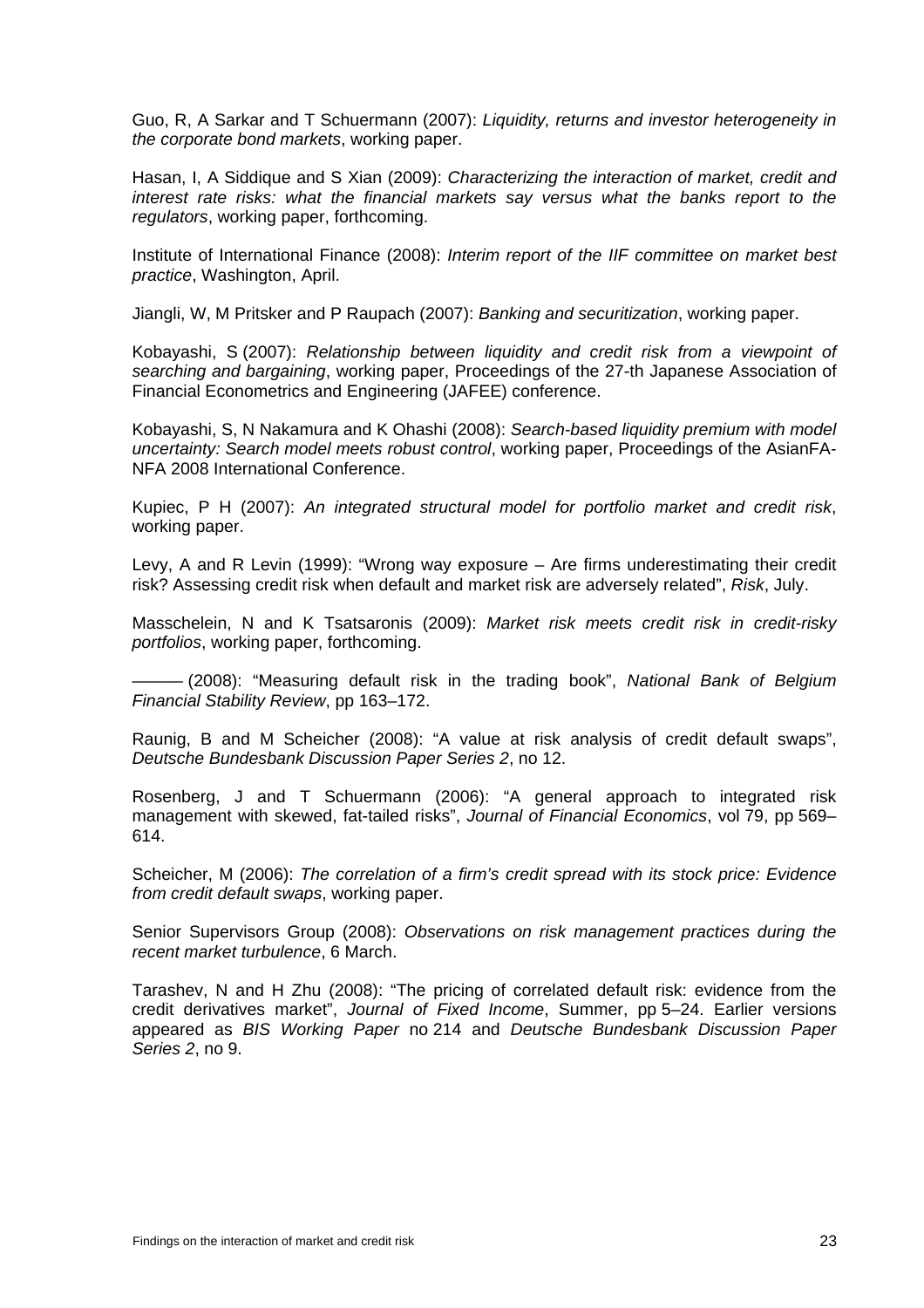Guo, R, A Sarkar and T Schuermann (2007): *Liquidity, returns and investor heterogeneity in the corporate bond markets*, working paper.

Hasan, I, A Siddique and S Xian (2009): *Characterizing the interaction of market, credit and interest rate risks: what the financial markets say versus what the banks report to the regulators*, working paper, forthcoming.

Institute of International Finance (2008): *Interim report of the IIF committee on market best practice*, Washington, April.

Jiangli, W, M Pritsker and P Raupach (2007): *Banking and securitization*, working paper.

Kobayashi, S (2007): *Relationship between liquidity and credit risk from a viewpoint of searching and bargaining*, working paper, Proceedings of the 27-th Japanese Association of Financial Econometrics and Engineering (JAFEE) conference.

Kobayashi, S, N Nakamura and K Ohashi (2008): *Search-based liquidity premium with model uncertainty: Search model meets robust control*, working paper, Proceedings of the AsianFA-NFA 2008 International Conference.

Kupiec, P H (2007): *An integrated structural model for portfolio market and credit risk*, working paper.

Levy, A and R Levin (1999): "Wrong way exposure – Are firms underestimating their credit risk? Assessing credit risk when default and market risk are adversely related", *Risk*, July.

Masschelein, N and K Tsatsaronis (2009): *Market risk meets credit risk in credit-risky portfolios*, working paper, forthcoming.

——— (2008): "Measuring default risk in the trading book", *National Bank of Belgium Financial Stability Review*, pp 163–172.

Raunig, B and M Scheicher (2008): "A value at risk analysis of credit default swaps", *Deutsche Bundesbank Discussion Paper Series 2*, no 12.

Rosenberg, J and T Schuermann (2006): "A general approach to integrated risk management with skewed, fat-tailed risks", *Journal of Financial Economics*, vol 79, pp 569–614.

Scheicher, M (2006): *The correlation of a firm's credit spread with its stock price: Evidence from credit default swaps*, working paper.

Senior Supervisors Group (2008): *Observations on risk management practices during the recent market turbulence*, 6 March.

Tarashev, N and H Zhu (2008): "The pricing of correlated default risk: evidence from the credit derivatives market", *Journal of Fixed Income*, Summer, pp 5–24. Earlier versions appeared as *BIS Working Paper* no 214 and *Deutsche Bundesbank Discussion Paper Series 2*, no 9.